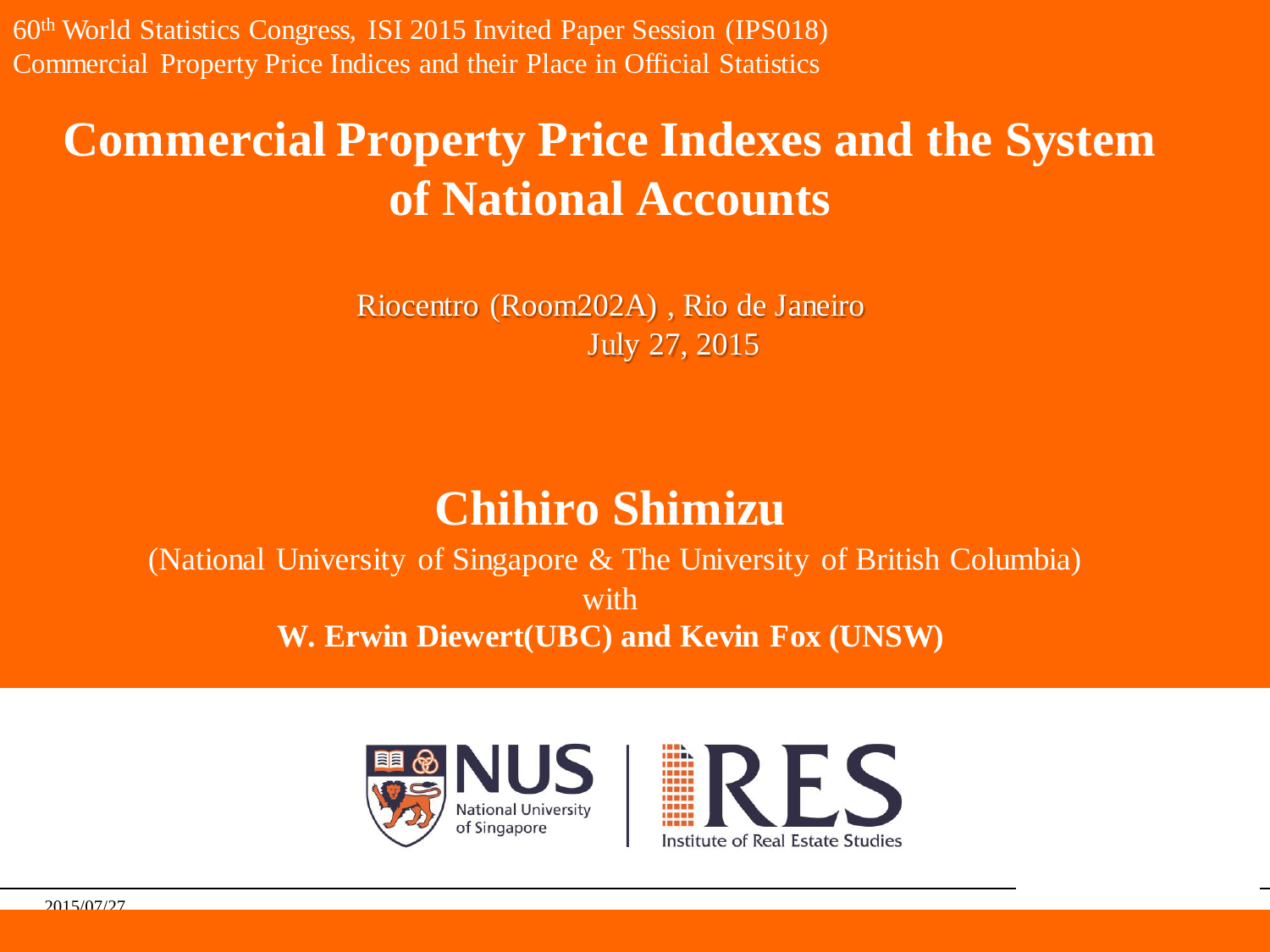60th World Statistics Congress, ISI 2015 Invited Paper Session (IPS018)
Commercial Property Price Indices and their Place in Official Statistics

# Commercial Property Price Indexes and the System of National Accounts

Riocentro (Room202A) , Rio de Janeiro
July 27, 2015

## Chihiro Shimizu

(National University of Singapore & The University of British Columbia)
with
**W. Erwin Diewert(UBC) and Kevin Fox (UNSW)**

NUS National University of Singapore | IRES Institute of Real Estate Studies

2015/07/27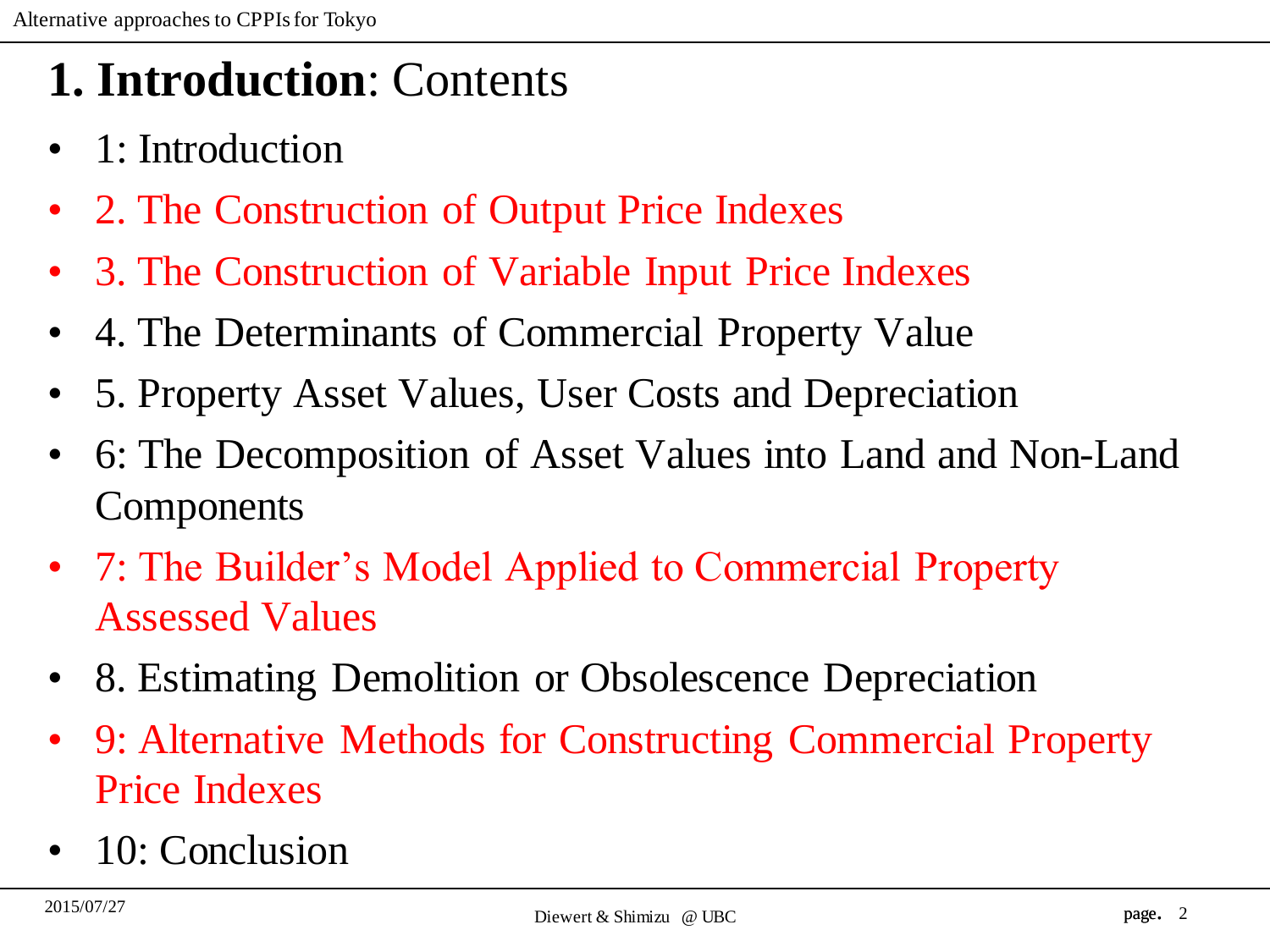# **1. Introduction**: Contents

- 1: Introduction
- 2. The Construction of Output Price Indexes
- 3. The Construction of Variable Input Price Indexes
- 4. The Determinants of Commercial Property Value
- 5. Property Asset Values, User Costs and Depreciation
- 6: The Decomposition of Asset Values into Land and Non-Land Components
- 7: The Builder's Model Applied to Commercial Property Assessed Values
- 8. Estimating Demolition or Obsolescence Depreciation
- 9: Alternative Methods for Constructing Commercial Property Price Indexes
- 10: Conclusion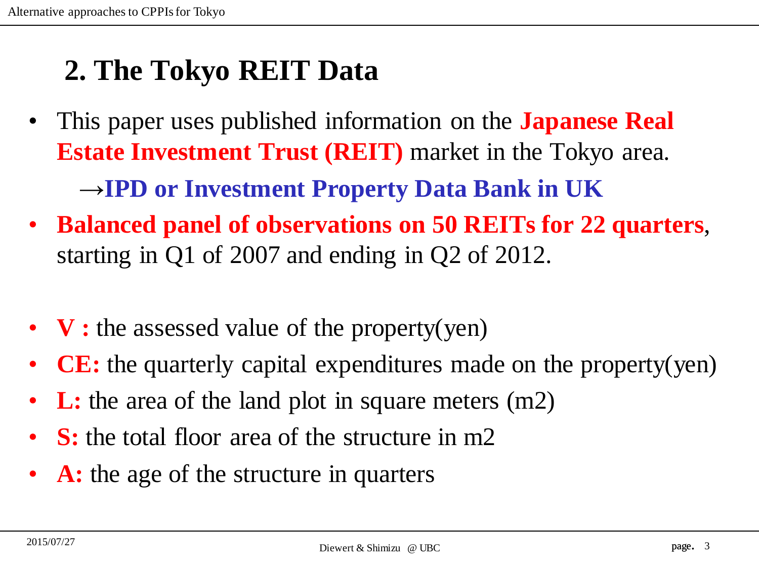## 2. The Tokyo REIT Data

- This paper uses published information on the **Japanese Real Estate Investment Trust (REIT)** market in the Tokyo area.

  →**IPD or Investment Property Data Bank in UK**

- **Balanced panel of observations on 50 REITs for 22 quarters**, starting in Q1 of 2007 and ending in Q2 of 2012.

- **V :** the assessed value of the property(yen)
- **CE:** the quarterly capital expenditures made on the property(yen)
- **L:** the area of the land plot in square meters (m2)
- **S:** the total floor area of the structure in m2
- **A:** the age of the structure in quarters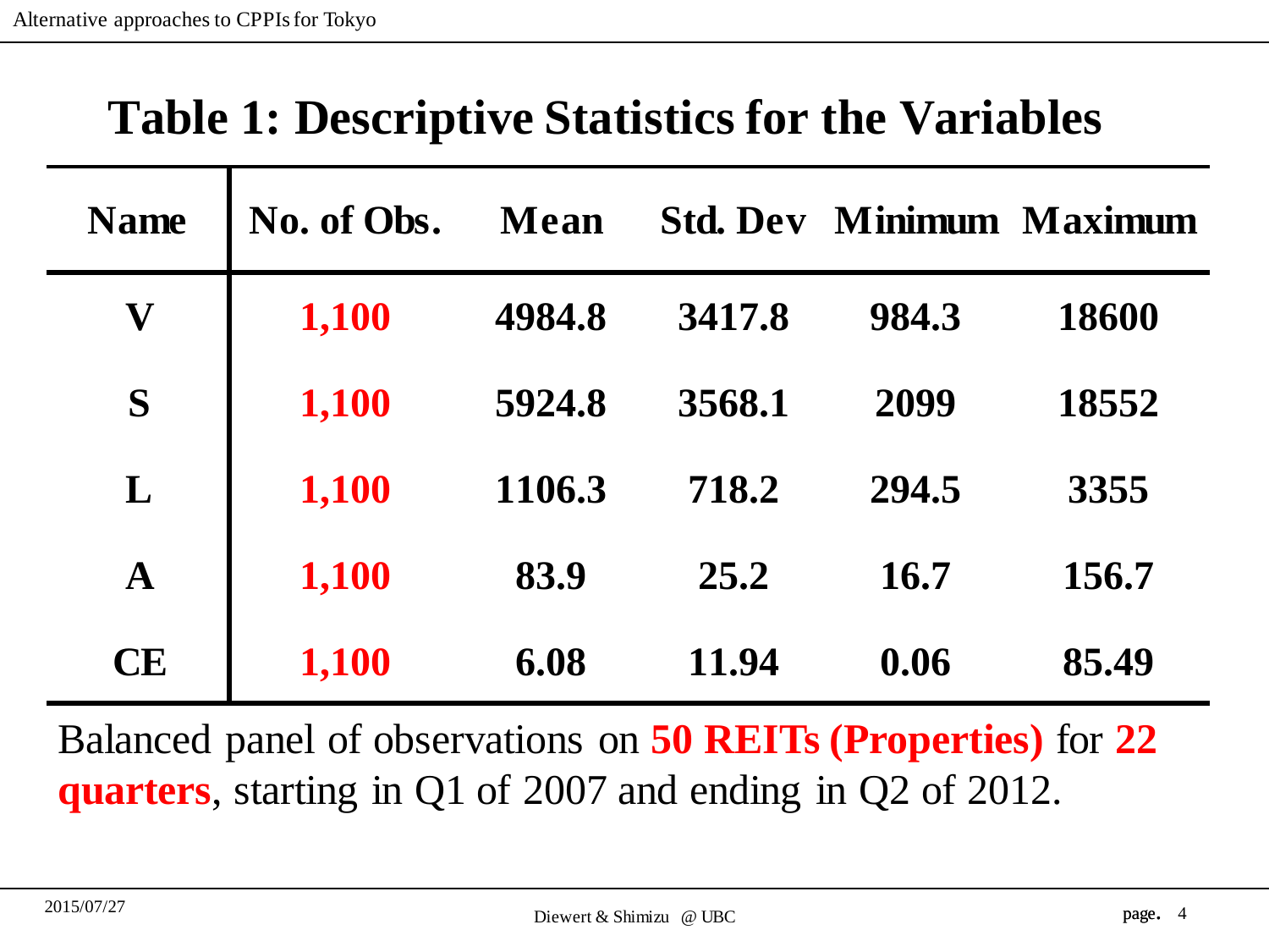## Table 1: Descriptive Statistics for the Variables

| Name | No. of Obs. | Mean | Std. Dev | Minimum | Maximum |
|---|---|---|---|---|---|
| V | 1,100 | 4984.8 | 3417.8 | 984.3 | 18600 |
| S | 1,100 | 5924.8 | 3568.1 | 2099 | 18552 |
| L | 1,100 | 1106.3 | 718.2 | 294.5 | 3355 |
| A | 1,100 | 83.9 | 25.2 | 16.7 | 156.7 |
| CE | 1,100 | 6.08 | 11.94 | 0.06 | 85.49 |

Balanced panel of observations on **50 REITs (Properties)** for **22 quarters**, starting in Q1 of 2007 and ending in Q2 of 2012.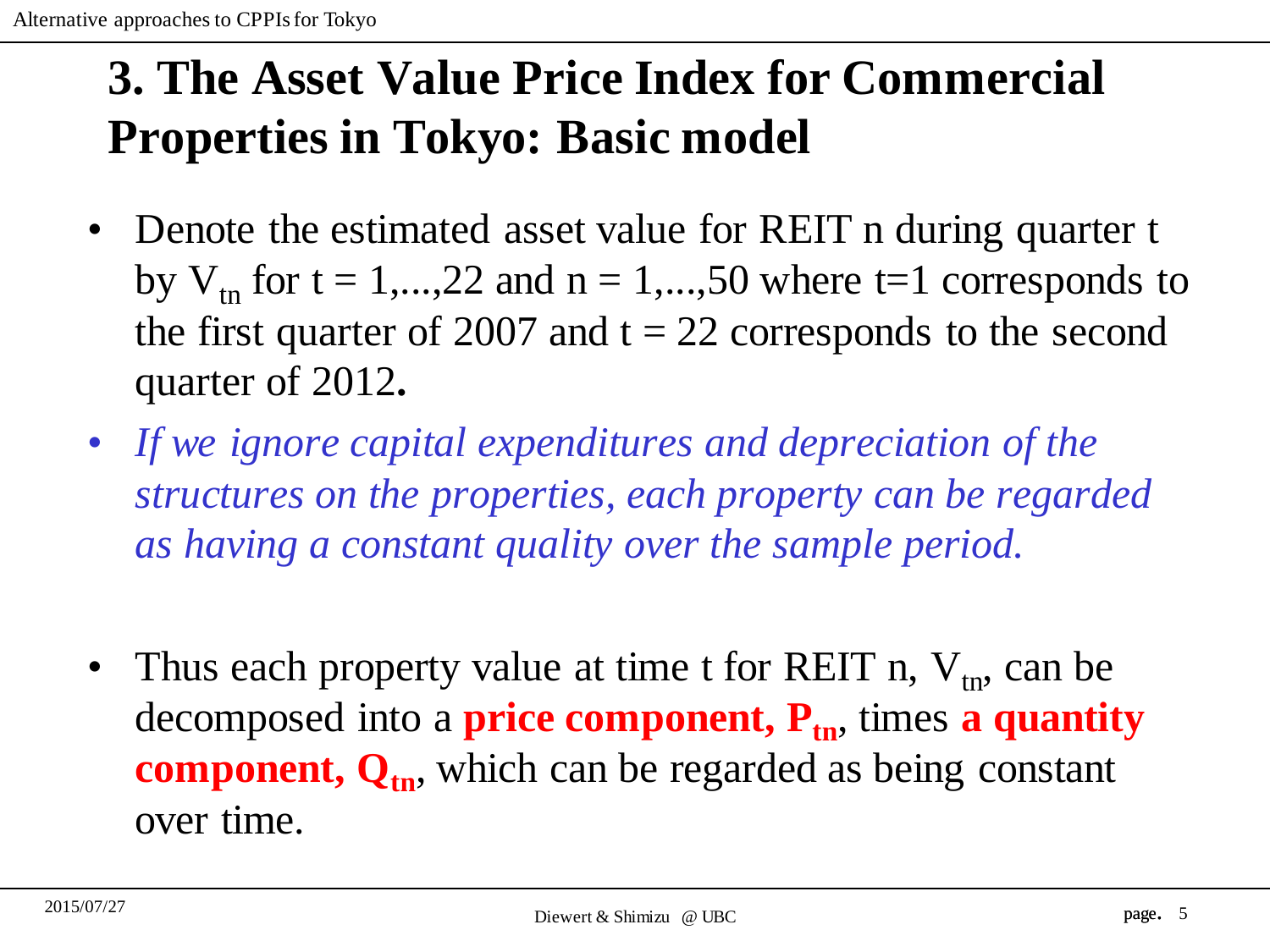# 3. The Asset Value Price Index for Commercial Properties in Tokyo: Basic model

- Denote the estimated asset value for REIT n during quarter t by $V_{tn}$ for t = 1,...,22 and n = 1,...,50 where t=1 corresponds to the first quarter of 2007 and t = 22 corresponds to the second quarter of 2012**.**
- *If we ignore capital expenditures and depreciation of the structures on the properties, each property can be regarded as having a constant quality over the sample period.*
- Thus each property value at time t for REIT n, $V_{tn}$, can be decomposed into a **price component, $P_{tn}$**, times **a quantity component, $Q_{tn}$**, which can be regarded as being constant over time.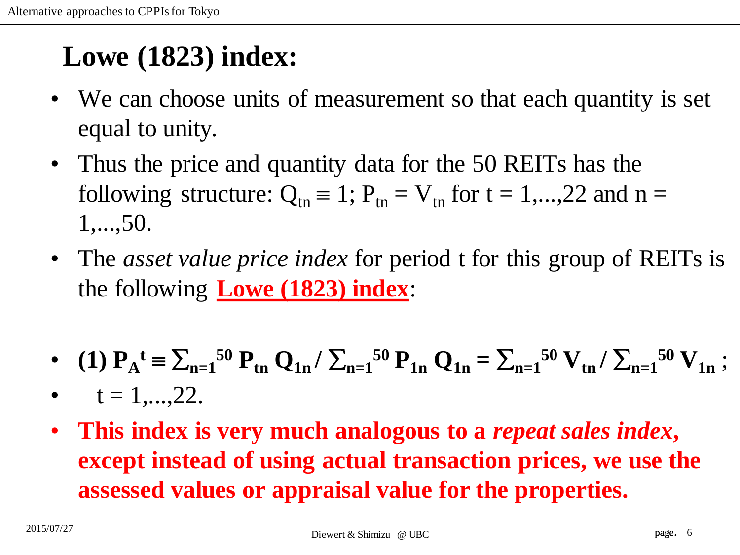# Lowe (1823) index:

- We can choose units of measurement so that each quantity is set equal to unity.
- Thus the price and quantity data for the 50 REITs has the following structure: $Q_{tn} \equiv 1$; $P_{tn} = V_{tn}$ for $t = 1,...,22$ and $n = 1,...,50$.
- The *asset value price index* for period t for this group of REITs is the following **Lowe (1823) index**:

- **(1)** $\mathbf{P_A^t \equiv \sum_{n=1}^{50} P_{tn} Q_{1n} / \sum_{n=1}^{50} P_{1n} Q_{1n} = \sum_{n=1}^{50} V_{tn} / \sum_{n=1}^{50} V_{1n}}$ ;
- $t = 1,...,22$.
- **This index is very much analogous to a *repeat sales index*, except instead of using actual transaction prices, we use the assessed values or appraisal value for the properties.**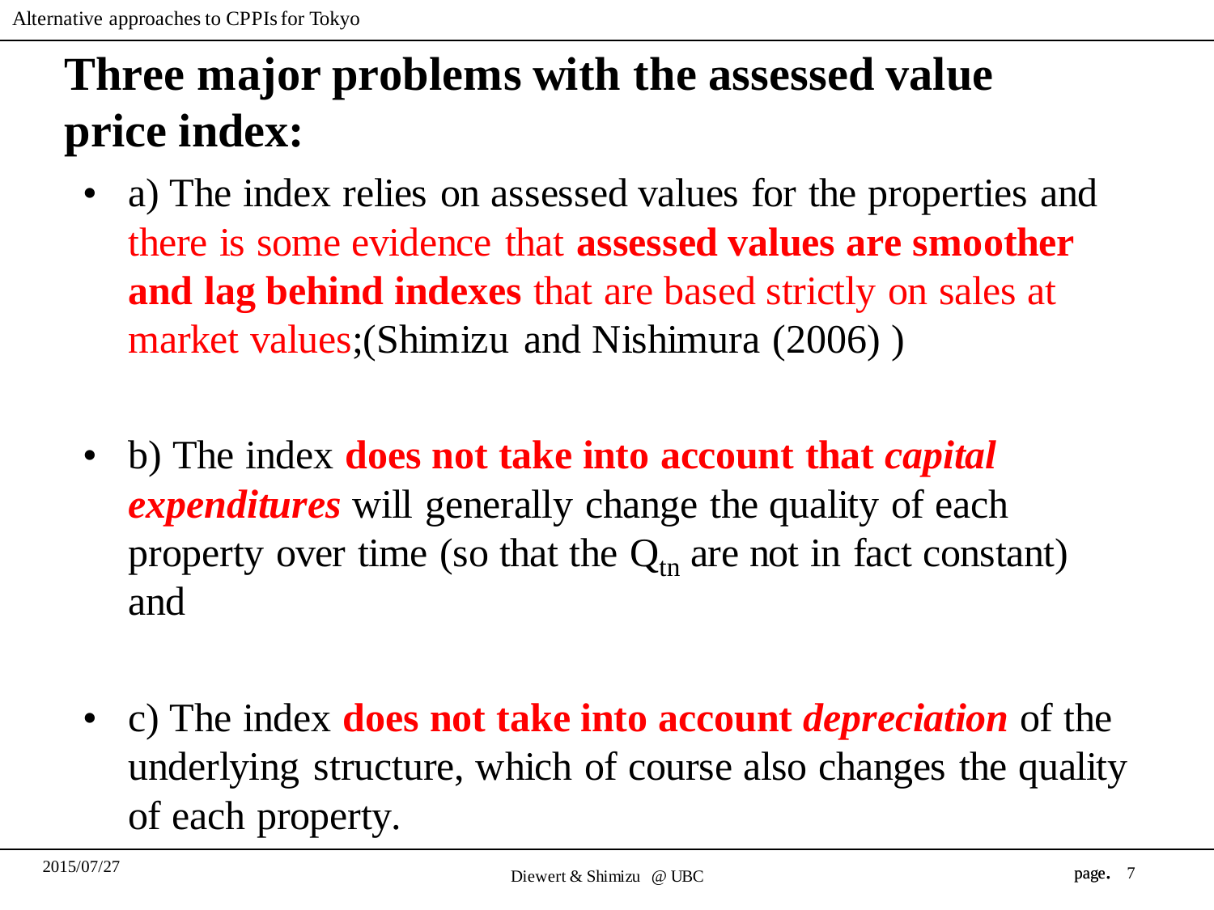# Three major problems with the assessed value price index:

- a) The index relies on assessed values for the properties and there is some evidence that **assessed values are smoother and lag behind indexes** that are based strictly on sales at market values;(Shimizu and Nishimura (2006) )

- b) The index **does not take into account that *capital expenditures*** will generally change the quality of each property over time (so that the $Q_{tn}$ are not in fact constant) and

- c) The index **does not take into account *depreciation*** of the underlying structure, which of course also changes the quality of each property.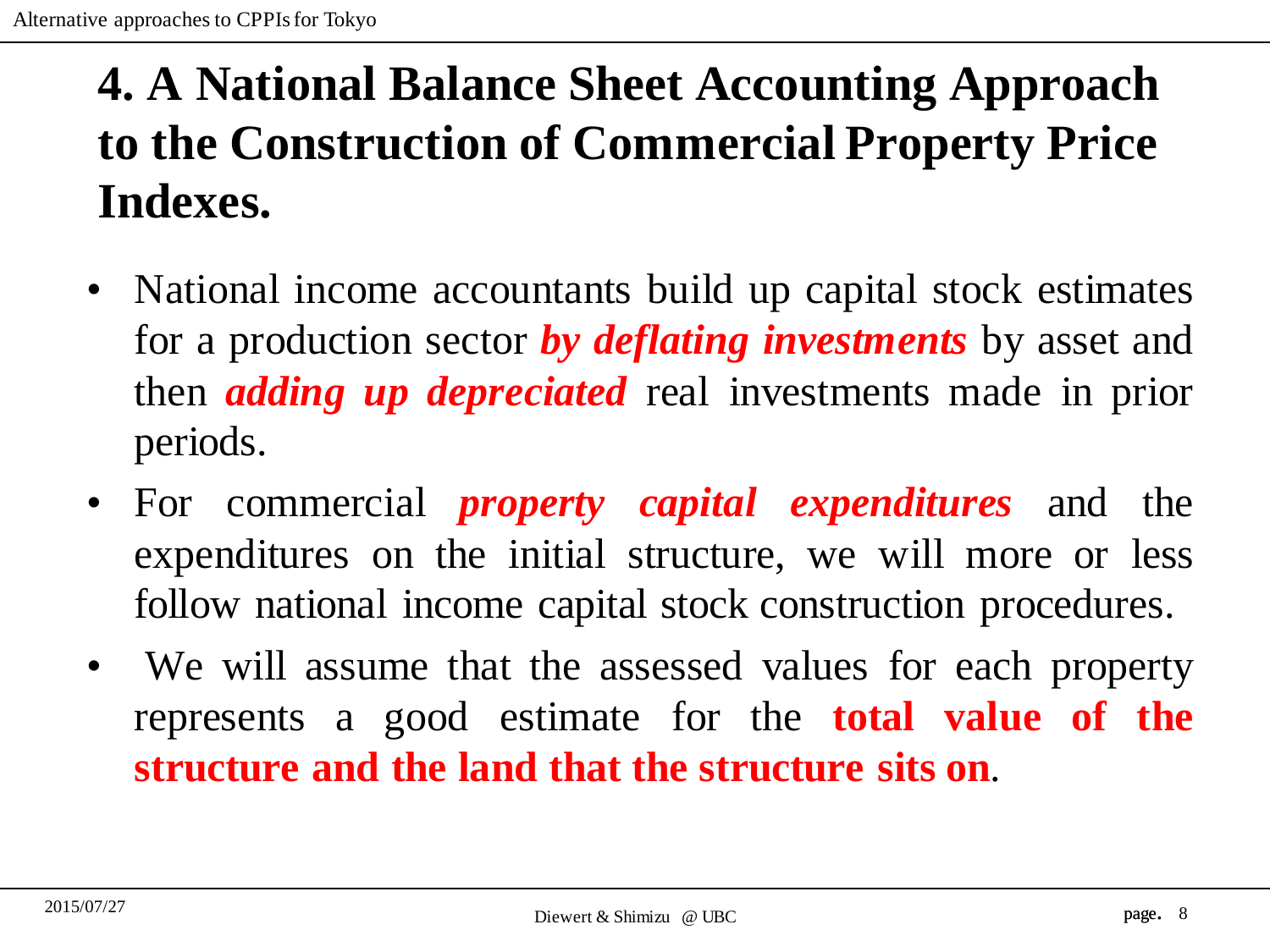## 4. A National Balance Sheet Accounting Approach to the Construction of Commercial Property Price Indexes.

- National income accountants build up capital stock estimates for a production sector ***by deflating investments*** by asset and then ***adding up depreciated*** real investments made in prior periods.
- For commercial ***property capital expenditures*** and the expenditures on the initial structure, we will more or less follow national income capital stock construction procedures.
- We will assume that the assessed values for each property represents a good estimate for the **total value of the structure and the land that the structure sits on**.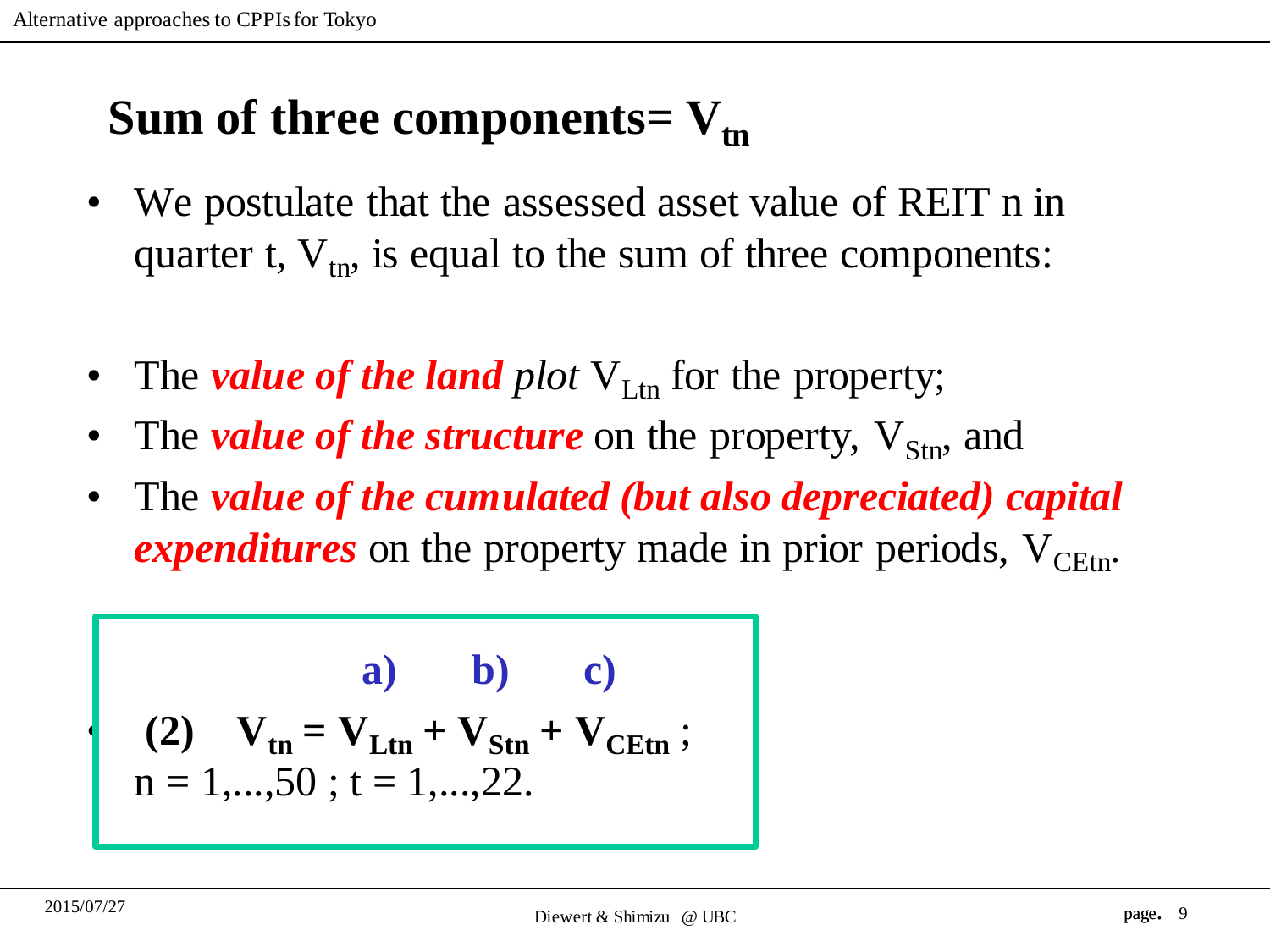# Sum of three components= $V_{tn}$

- We postulate that the assessed asset value of REIT n in quarter t, $V_{tn}$, is equal to the sum of three components:

- The ***value of the land*** *plot* $V_{Ltn}$ for the property;
- The ***value of the structure*** on the property, $V_{Stn}$, and
- The ***value of the cumulated (but also depreciated) capital expenditures*** on the property made in prior periods, $V_{CEtn}$.

**a) b) c)**

$$\textbf{(2)} \quad V_{tn} = V_{Ltn} + V_{Stn} + V_{CEtn} \; ;$$

n = 1,...,50 ; t = 1,...,22.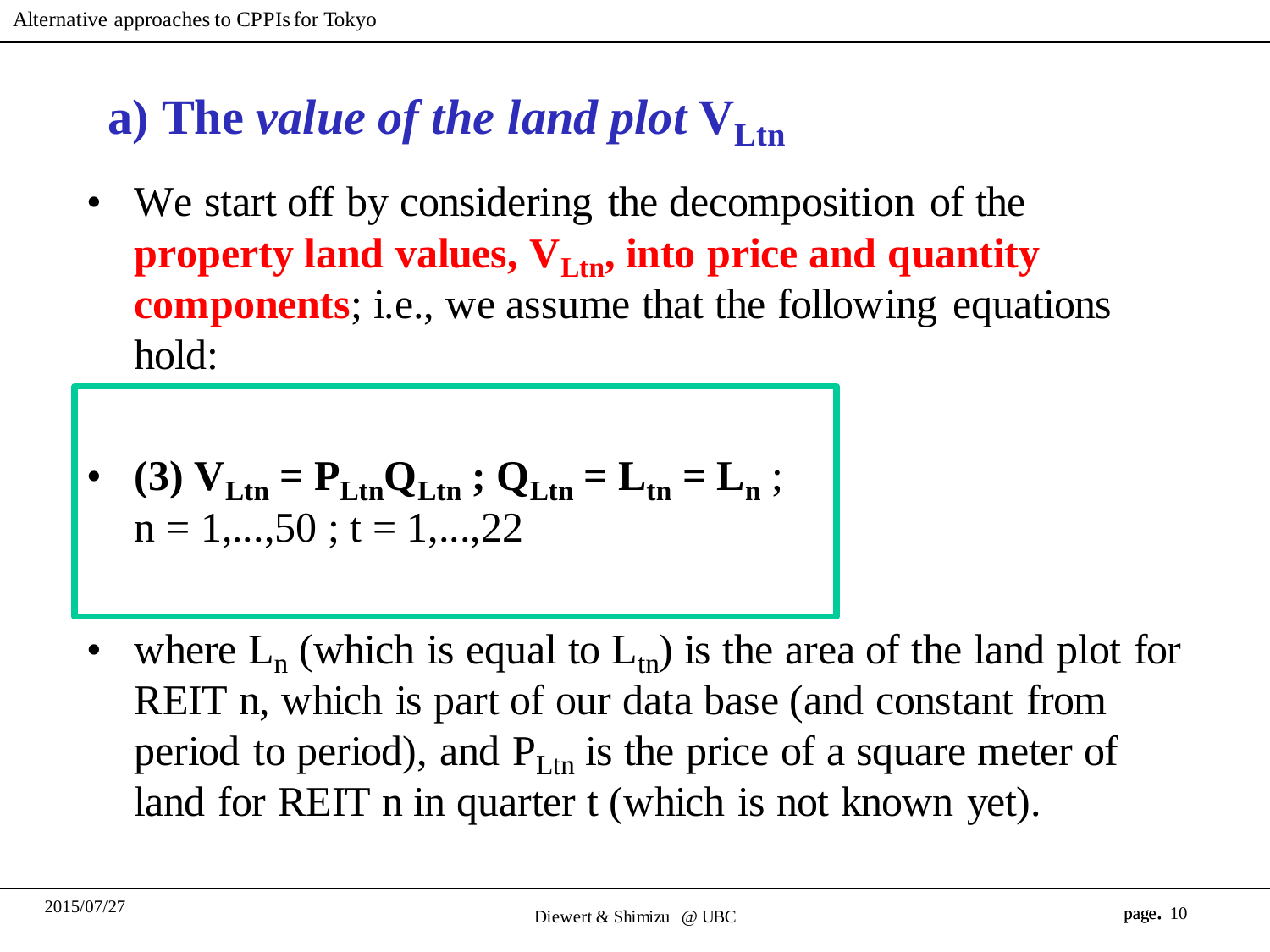## a) The *value of the land plot* $V_{Ltn}$

- We start off by considering the decomposition of the **property land values, $V_{Ltn}$, into price and quantity components**; i.e., we assume that the following equations hold:

- **(3)** $\mathbf{V_{Ltn} = P_{Ltn}Q_{Ltn}\ ;\ Q_{Ltn} = L_{tn} = L_n}$ ; $n = 1,...,50$ ; $t = 1,...,22$

- where $L_n$ (which is equal to $L_{tn}$) is the area of the land plot for REIT n, which is part of our data base (and constant from period to period), and $P_{Ltn}$ is the price of a square meter of land for REIT n in quarter t (which is not known yet).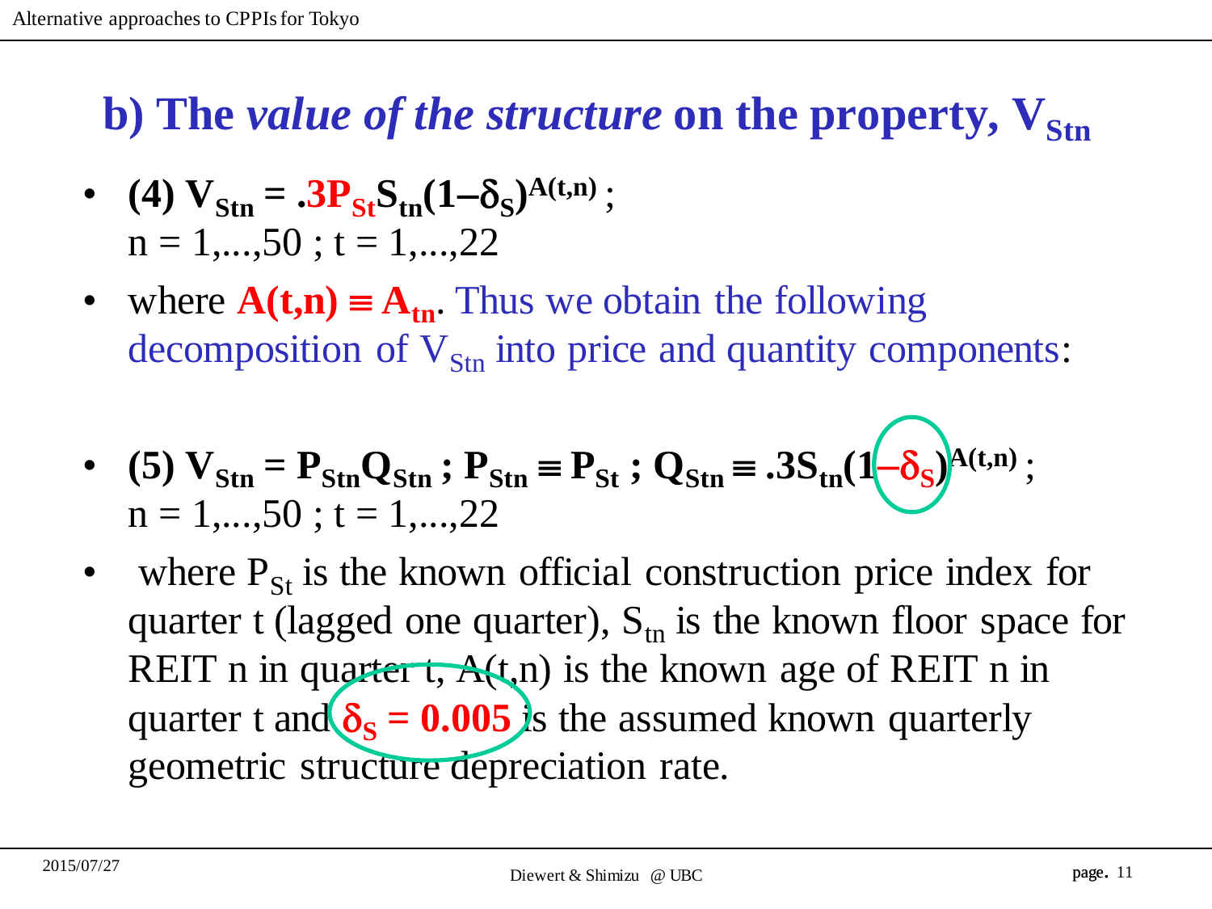## b) The *value of the structure* on the property, $V_{Stn}$

- **(4)** $V_{Stn} = .3P_{St}S_{tn}(1-\delta_S)^{A(t,n)}$ ;
  $n = 1,...,50$ ; $t = 1,...,22$
- where $A(t,n) \equiv A_{tn}$. Thus we obtain the following decomposition of $V_{Stn}$ into price and quantity components:
- **(5)** $V_{Stn} = P_{Stn}Q_{Stn}$ ; $P_{Stn} \equiv P_{St}$ ; $Q_{Stn} \equiv .3S_{tn}(1-\delta_S)^{A(t,n)}$ ;
  $n = 1,...,50$ ; $t = 1,...,22$
- where $P_{St}$ is the known official construction price index for quarter t (lagged one quarter), $S_{tn}$ is the known floor space for REIT n in quarter t, $A(t,n)$ is the known age of REIT n in quarter t and $\delta_S = 0.005$ is the assumed known quarterly geometric structure depreciation rate.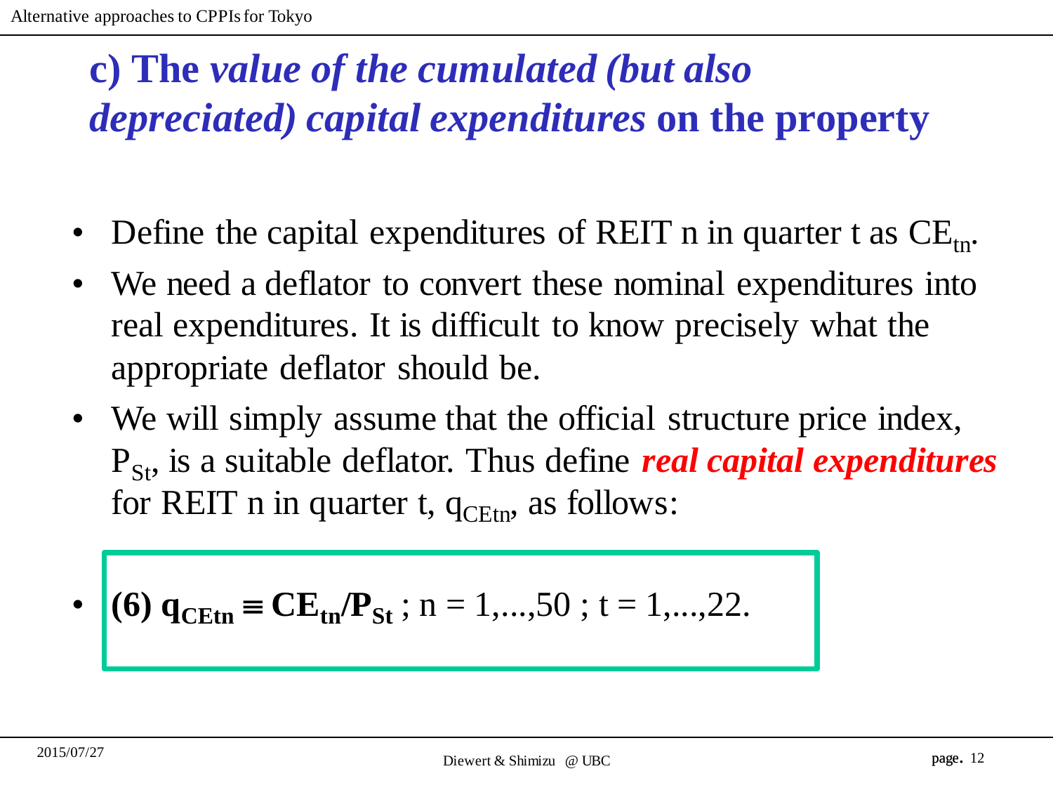## c) The *value of the cumulated (but also depreciated) capital expenditures* on the property

- Define the capital expenditures of REIT n in quarter t as $CE_{tn}$.
- We need a deflator to convert these nominal expenditures into real expenditures. It is difficult to know precisely what the appropriate deflator should be.
- We will simply assume that the official structure price index, $P_{St}$, is a suitable deflator. Thus define ***real capital expenditures*** for REIT n in quarter t, $q_{CEtn}$, as follows:
- **(6)** $\mathbf{q_{CEtn} \equiv CE_{tn}/P_{St}}$ ; $n = 1,...,50$ ; $t = 1,...,22$.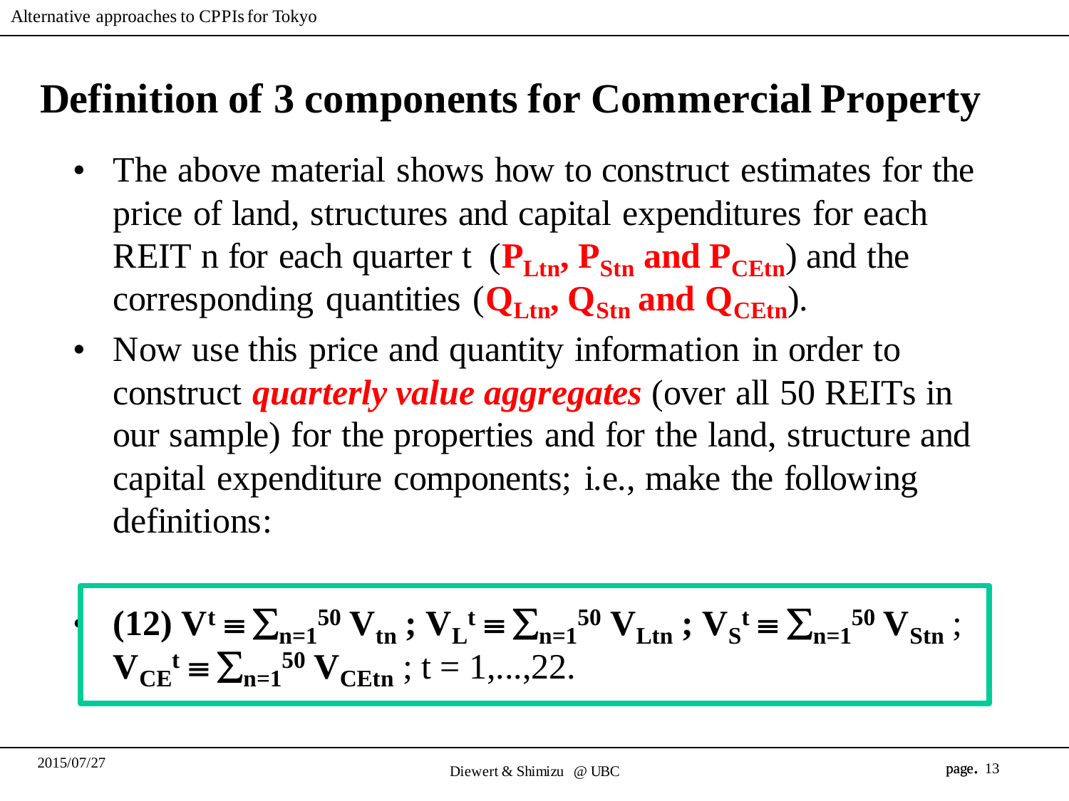# Definition of 3 components for Commercial Property

- The above material shows how to construct estimates for the price of land, structures and capital expenditures for each REIT n for each quarter t (**$P_{Ltn}$, $P_{Stn}$ and $P_{CEtn}$**) and the corresponding quantities (**$Q_{Ltn}$, $Q_{Stn}$ and $Q_{CEtn}$**).
- Now use this price and quantity information in order to construct ***quarterly value aggregates*** (over all 50 REITs in our sample) for the properties and for the land, structure and capital expenditure components; i.e., make the following definitions:

$$\textbf{(12)}\ V^t \equiv \sum_{n=1}^{50} V_{tn}\ ;\ V_L^{\,t} \equiv \sum_{n=1}^{50} V_{Ltn}\ ;\ V_S^{\,t} \equiv \sum_{n=1}^{50} V_{Stn}\ ;\ V_{CE}^{\,t} \equiv \sum_{n=1}^{50} V_{CEtn}\ ;\ t = 1,\ldots,22.$$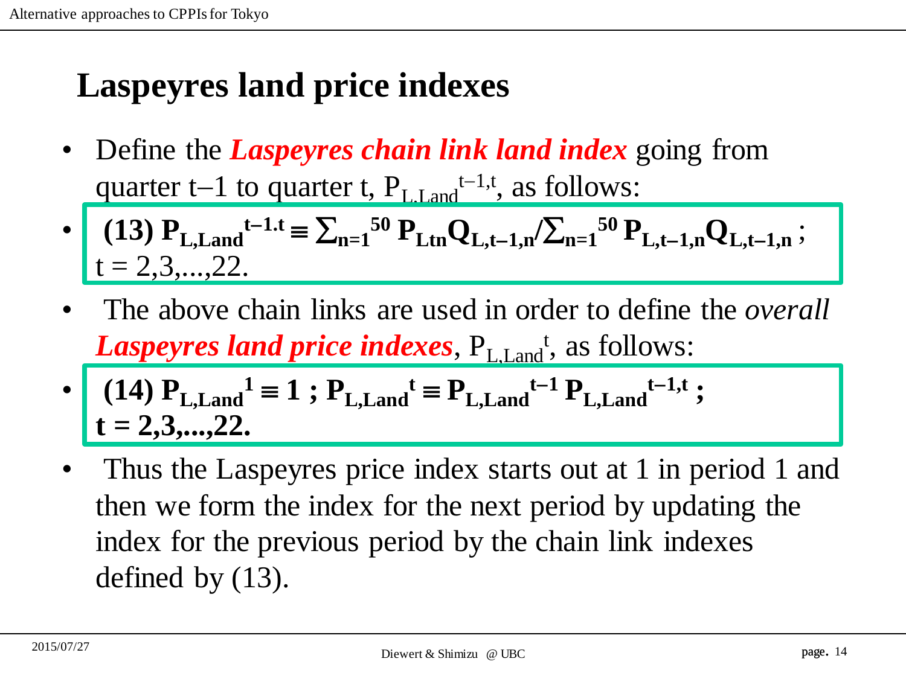# Laspeyres land price indexes

- Define the ***Laspeyres chain link land index*** going from quarter t−1 to quarter t, $P_{L,Land}^{t-1,t}$, as follows:
- **(13)** $P_{L,Land}^{t-1.t} \equiv \sum_{n=1}^{50} P_{Ltn}Q_{L,t-1,n}/\sum_{n=1}^{50} P_{L,t-1,n}Q_{L,t-1,n}$ ; $t = 2,3,...,22$.
- The above chain links are used in order to define the *overall* ***Laspeyres land price indexes***, $P_{L,Land}^{t}$, as follows:
- **(14)** $P_{L,Land}^{1} \equiv 1$ ; $P_{L,Land}^{t} \equiv P_{L,Land}^{t-1} P_{L,Land}^{t-1,t}$ ; $t = 2,3,...,22$.
- Thus the Laspeyres price index starts out at 1 in period 1 and then we form the index for the next period by updating the index for the previous period by the chain link indexes defined by (13).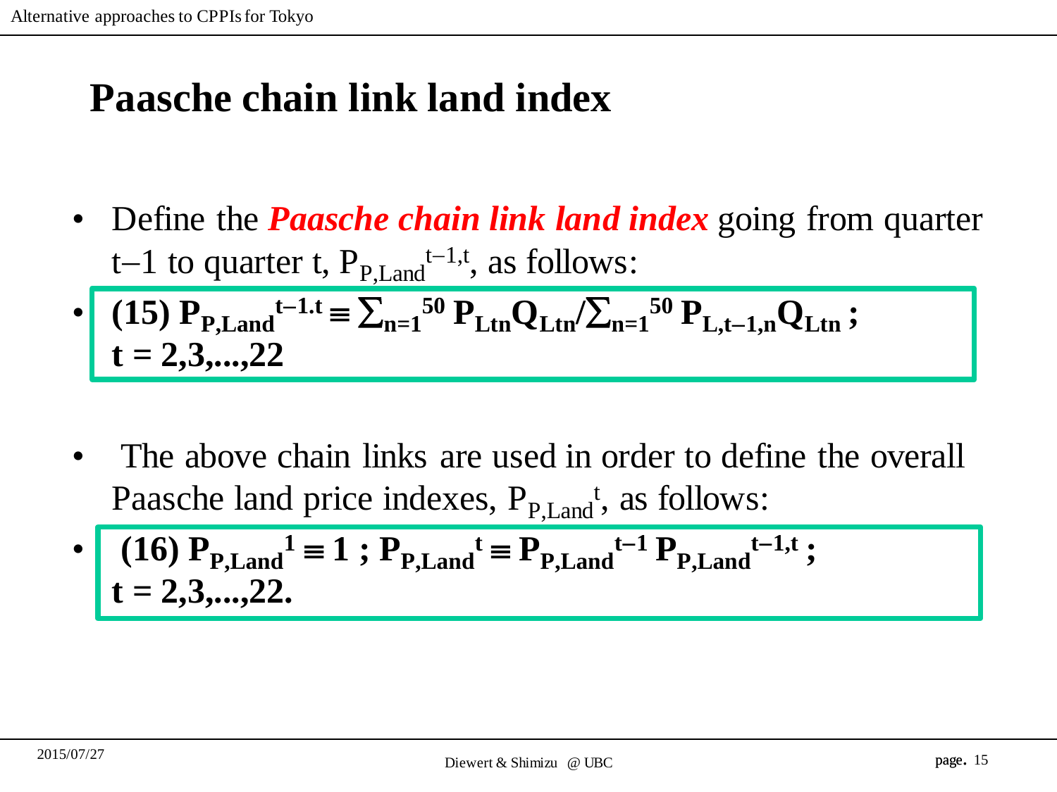# Paasche chain link land index

- Define the ***Paasche chain link land index*** going from quarter $t-1$ to quarter t, $P_{P,Land}^{t-1,t}$, as follows:
- **(15)** $P_{P,Land}^{t-1.t} \equiv \sum_{n=1}^{50} P_{Ltn}Q_{Ltn}/\sum_{n=1}^{50} P_{L,t-1,n}Q_{Ltn}$ ; $t = 2,3,\ldots,22$

- The above chain links are used in order to define the overall Paasche land price indexes, $P_{P,Land}^{t}$, as follows:
- **(16)** $P_{P,Land}^{1} \equiv 1$ ; $P_{P,Land}^{t} \equiv P_{P,Land}^{t-1} P_{P,Land}^{t-1,t}$ ; $t = 2,3,\ldots,22$.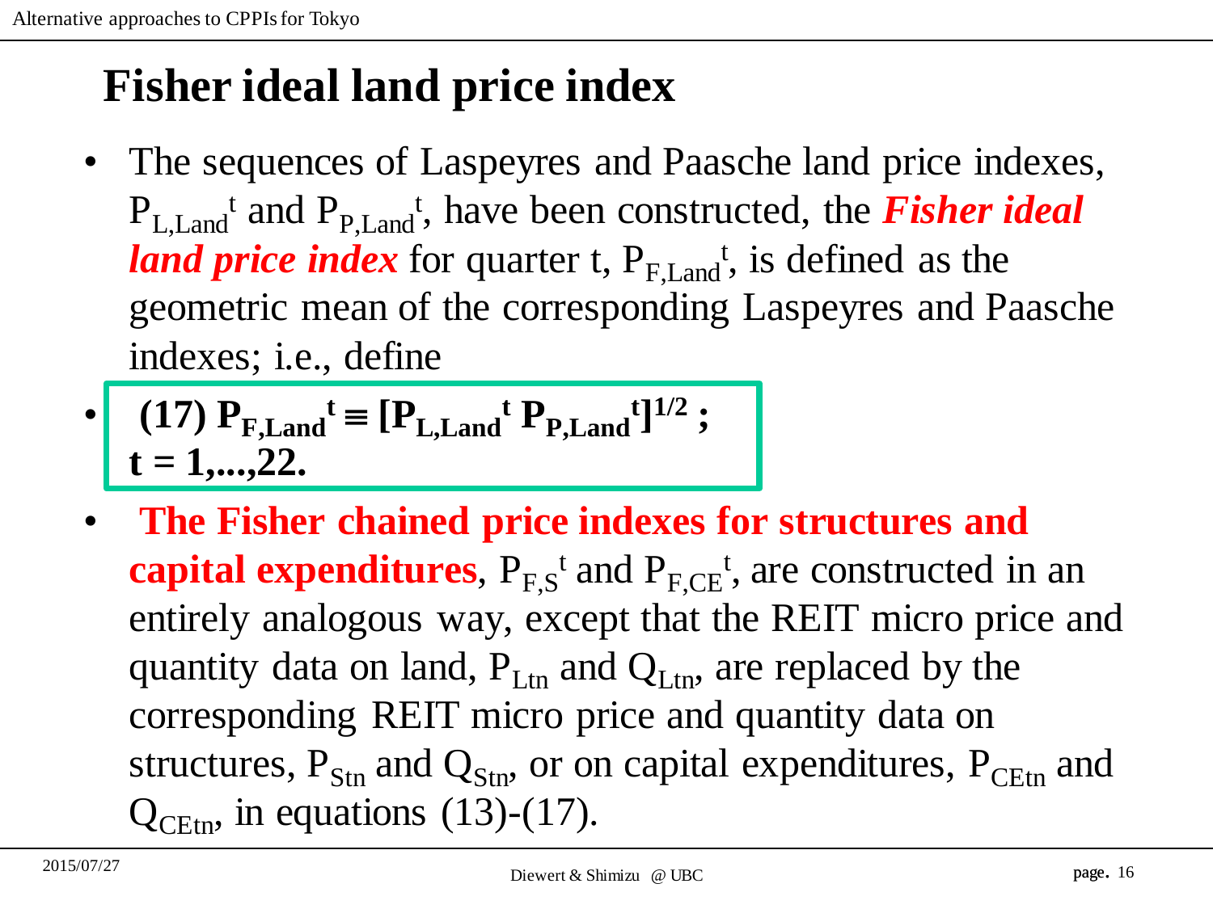# Fisher ideal land price index

- The sequences of Laspeyres and Paasche land price indexes, $P_{L,Land}^{t}$ and $P_{P,Land}^{t}$, have been constructed, the ***Fisher ideal land price index*** for quarter t, $P_{F,Land}^{t}$, is defined as the geometric mean of the corresponding Laspeyres and Paasche indexes; i.e., define
- **(17)** $\mathbf{P_{F,Land}^{t} \equiv [P_{L,Land}^{t} \, P_{P,Land}^{t}]^{1/2}}$ **;** $\mathbf{t = 1,...,22.}$
- **The Fisher chained price indexes for structures and capital expenditures**, $P_{F,S}^{t}$ and $P_{F,CE}^{t}$, are constructed in an entirely analogous way, except that the REIT micro price and quantity data on land, $P_{Ltn}$ and $Q_{Ltn}$, are replaced by the corresponding REIT micro price and quantity data on structures, $P_{Stn}$ and $Q_{Stn}$, or on capital expenditures, $P_{CEtn}$ and $Q_{CEtn}$, in equations (13)-(17).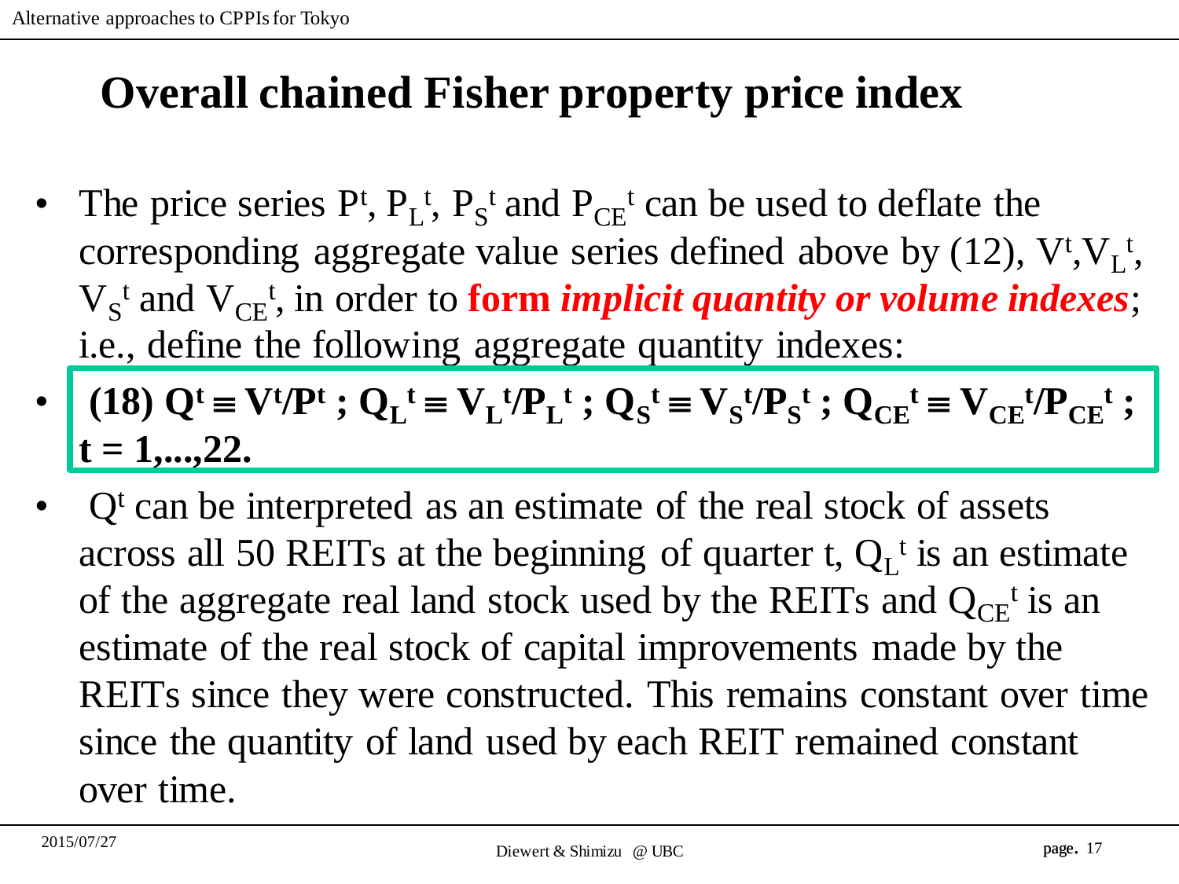# Overall chained Fisher property price index

- The price series $P^t$, $P_L^t$, $P_S^t$ and $P_{CE}^t$ can be used to deflate the corresponding aggregate value series defined above by (12), $V^t$,$V_L^t$, $V_S^t$ and $V_{CE}^t$, in order to **form *implicit quantity or volume indexes***; i.e., define the following aggregate quantity indexes:
- **(18)** $\mathbf{Q^t \equiv V^t/P^t \; ; \; Q_L^t \equiv V_L^t/P_L^t \; ; \; Q_S^t \equiv V_S^t/P_S^t \; ; \; Q_{CE}^t \equiv V_{CE}^t/P_{CE}^t \; ; \; t = 1,...,22.}$
- $Q^t$ can be interpreted as an estimate of the real stock of assets across all 50 REITs at the beginning of quarter t, $Q_L^t$ is an estimate of the aggregate real land stock used by the REITs and $Q_{CE}^t$ is an estimate of the real stock of capital improvements made by the REITs since they were constructed. This remains constant over time since the quantity of land used by each REIT remained constant over time.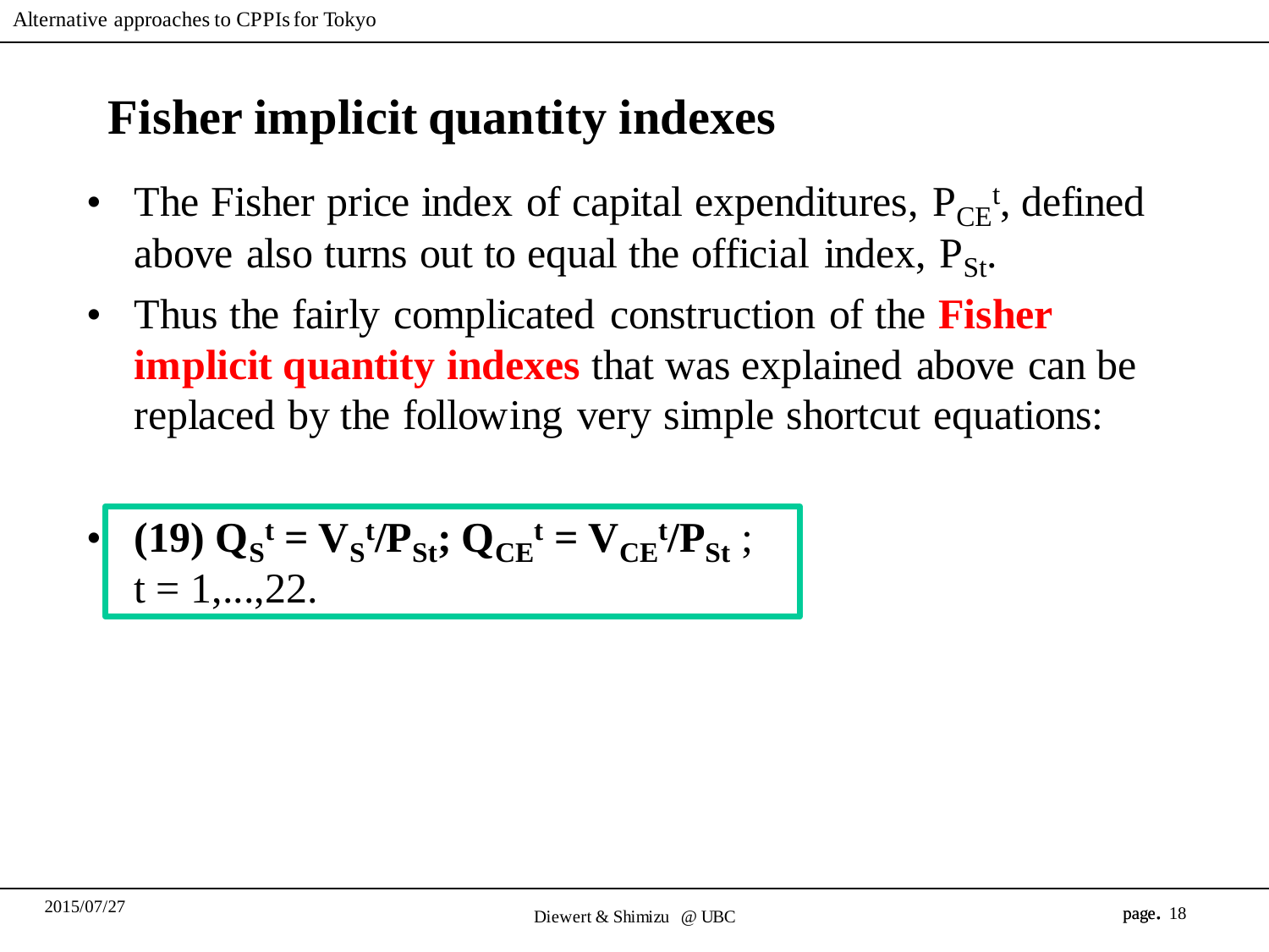# Fisher implicit quantity indexes

- The Fisher price index of capital expenditures, $P_{CE}^{t}$, defined above also turns out to equal the official index, $P_{St}$.
- Thus the fairly complicated construction of the **Fisher implicit quantity indexes** that was explained above can be replaced by the following very simple shortcut equations:
- **(19)** $\mathbf{Q_S^t = V_S^t/P_{St}; \; Q_{CE}^t = V_{CE}^t/P_{St}}$ ; $t = 1,\ldots,22$.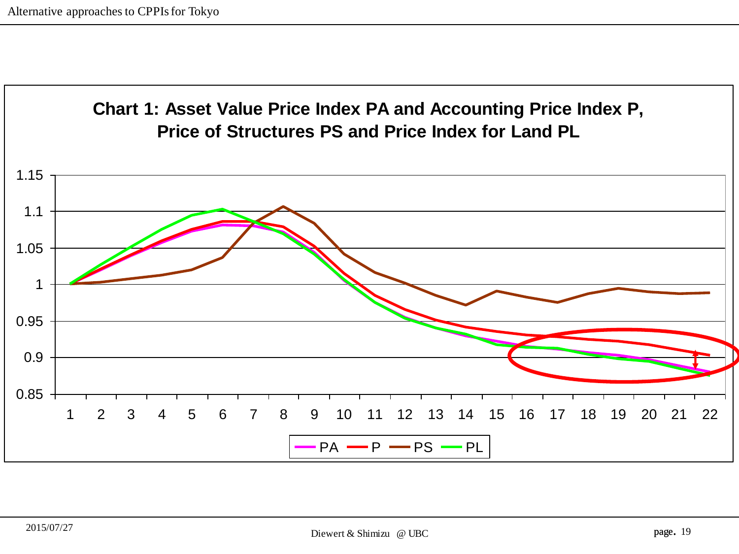**Chart 1: Asset Value Price Index PA and Accounting Price Index P, Price of Structures PS and Price Index for Land PL**

Legend: PA, P, PS, PL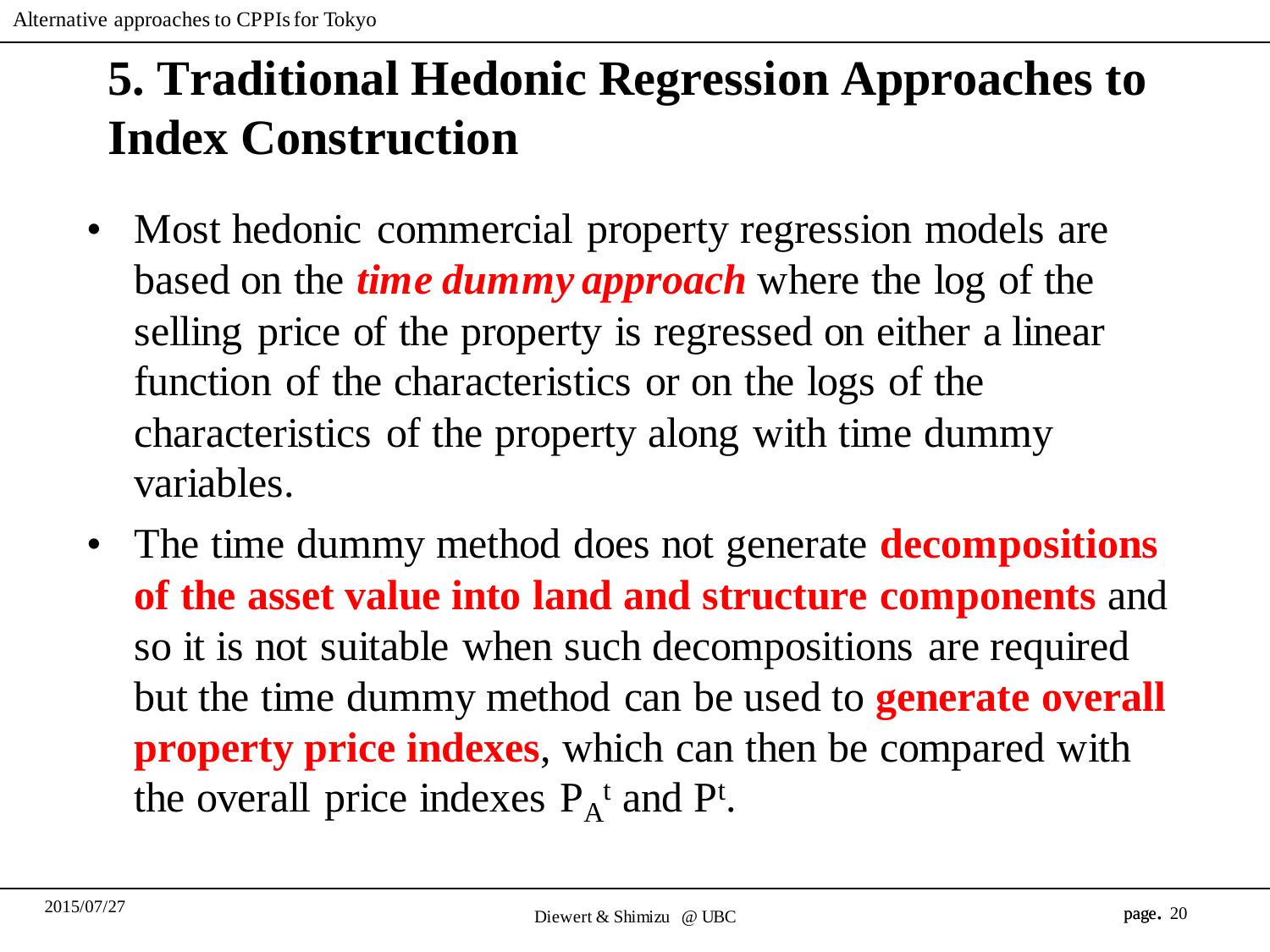# 5. Traditional Hedonic Regression Approaches to Index Construction

- Most hedonic commercial property regression models are based on the ***time dummy approach*** where the log of the selling price of the property is regressed on either a linear function of the characteristics or on the logs of the characteristics of the property along with time dummy variables.
- The time dummy method does not generate **decompositions of the asset value into land and structure components** and so it is not suitable when such decompositions are required but the time dummy method can be used to **generate overall property price indexes**, which can then be compared with the overall price indexes $P_A^t$ and $P^t$.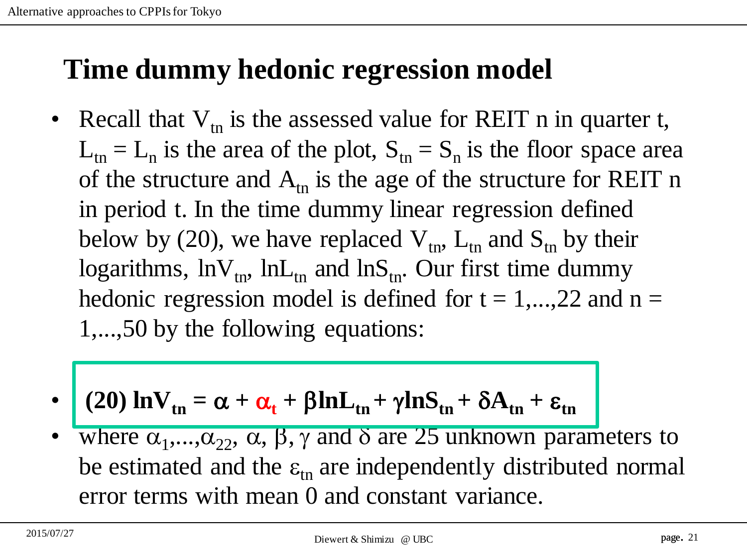# Time dummy hedonic regression model

- Recall that $V_{tn}$ is the assessed value for REIT n in quarter t, $L_{tn} = L_n$ is the area of the plot, $S_{tn} = S_n$ is the floor space area of the structure and $A_{tn}$ is the age of the structure for REIT n in period t. In the time dummy linear regression defined below by (20), we have replaced $V_{tn}$, $L_{tn}$ and $S_{tn}$ by their logarithms, $\ln V_{tn}$, $\ln L_{tn}$ and $\ln S_{tn}$. Our first time dummy hedonic regression model is defined for t = 1,...,22 and n = 1,...,50 by the following equations:

- **(20)** $$\ln V_{tn} = \alpha + \alpha_t + \beta \ln L_{tn} + \gamma \ln S_{tn} + \delta A_{tn} + \varepsilon_{tn}$$

- where $\alpha_1,...,\alpha_{22}$, $\alpha$, $\beta$, $\gamma$ and $\delta$ are 25 unknown parameters to be estimated and the $\varepsilon_{tn}$ are independently distributed normal error terms with mean 0 and constant variance.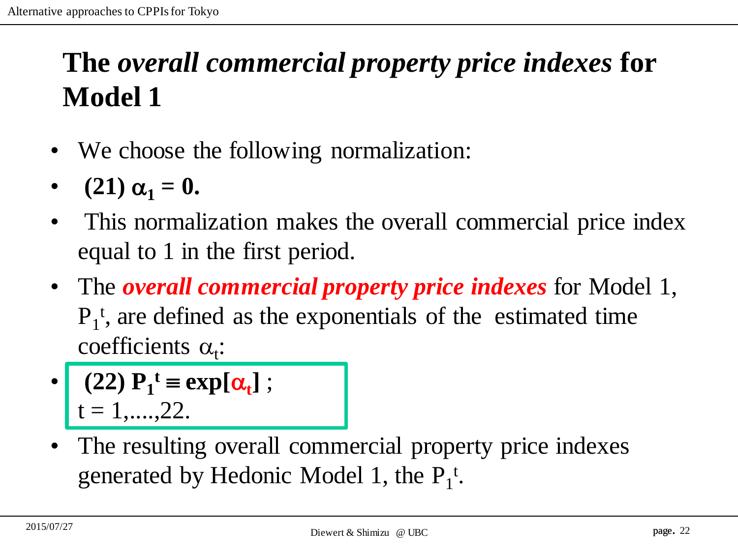# The *overall commercial property price indexes* for Model 1

- We choose the following normalization:
- **(21) $\alpha_1 = 0$.**
- This normalization makes the overall commercial price index equal to 1 in the first period.
- The ***overall commercial property price indexes*** for Model 1, $P_1^t$, are defined as the exponentials of the estimated time coefficients $\alpha_t$:
- **(22) $P_1^t \equiv \exp[\alpha_t]$** ; $t = 1,....,22$.
- The resulting overall commercial property price indexes generated by Hedonic Model 1, the $P_1^t$.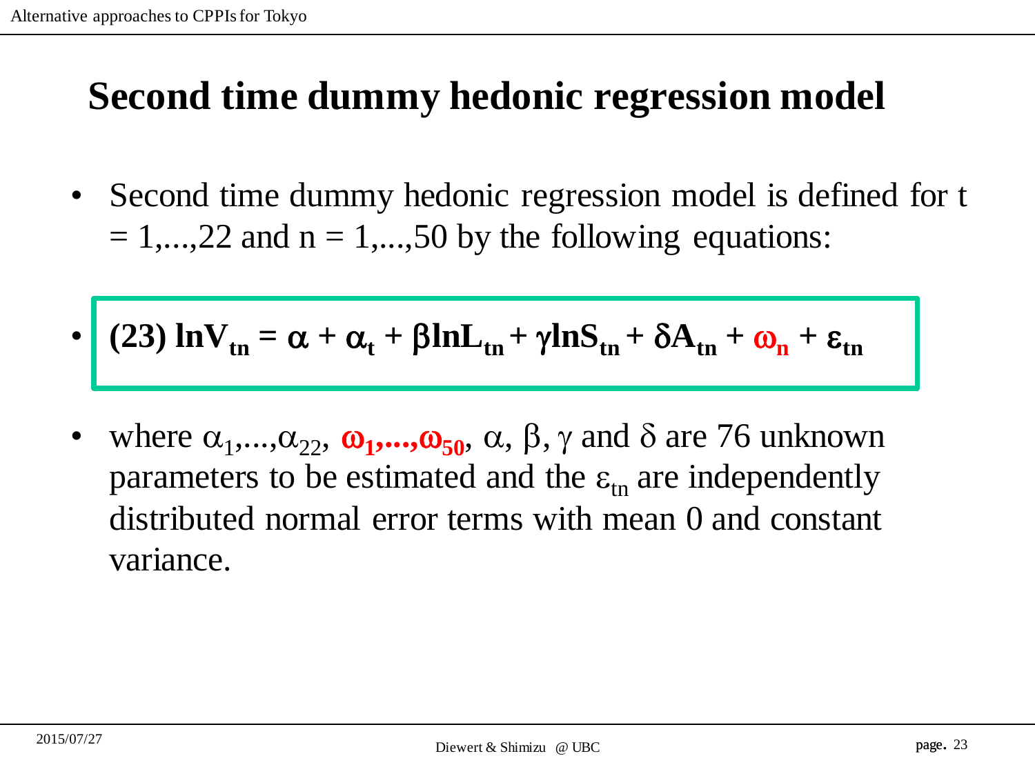# Second time dummy hedonic regression model

- Second time dummy hedonic regression model is defined for t = 1,...,22 and n = 1,...,50 by the following equations:

- $$\textbf{(23)}\ \ln V_{tn} = \alpha + \alpha_t + \beta \ln L_{tn} + \gamma \ln S_{tn} + \delta A_{tn} + \omega_n + \varepsilon_{tn}$$

- where $\alpha_1,\ldots,\alpha_{22}$, $\omega_1,\ldots,\omega_{50}$, $\alpha$, $\beta$, $\gamma$ and $\delta$ are 76 unknown parameters to be estimated and the $\varepsilon_{tn}$ are independently distributed normal error terms with mean 0 and constant variance.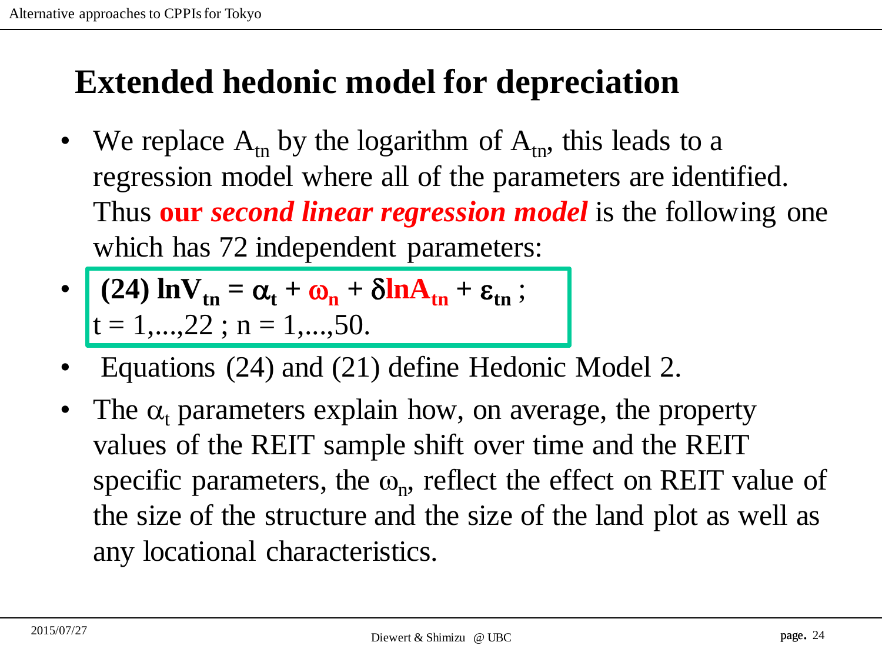# Extended hedonic model for depreciation

- We replace $A_{tn}$ by the logarithm of $A_{tn}$, this leads to a regression model where all of the parameters are identified. Thus **our *second linear regression model*** is the following one which has 72 independent parameters:
- **(24)** $\ln V_{tn} = \alpha_t + \omega_n + \delta \ln A_{tn} + \varepsilon_{tn}$ ; $t = 1,...,22$ ; $n = 1,...,50$.
- Equations (24) and (21) define Hedonic Model 2.
- The $\alpha_t$ parameters explain how, on average, the property values of the REIT sample shift over time and the REIT specific parameters, the $\omega_n$, reflect the effect on REIT value of the size of the structure and the size of the land plot as well as any locational characteristics.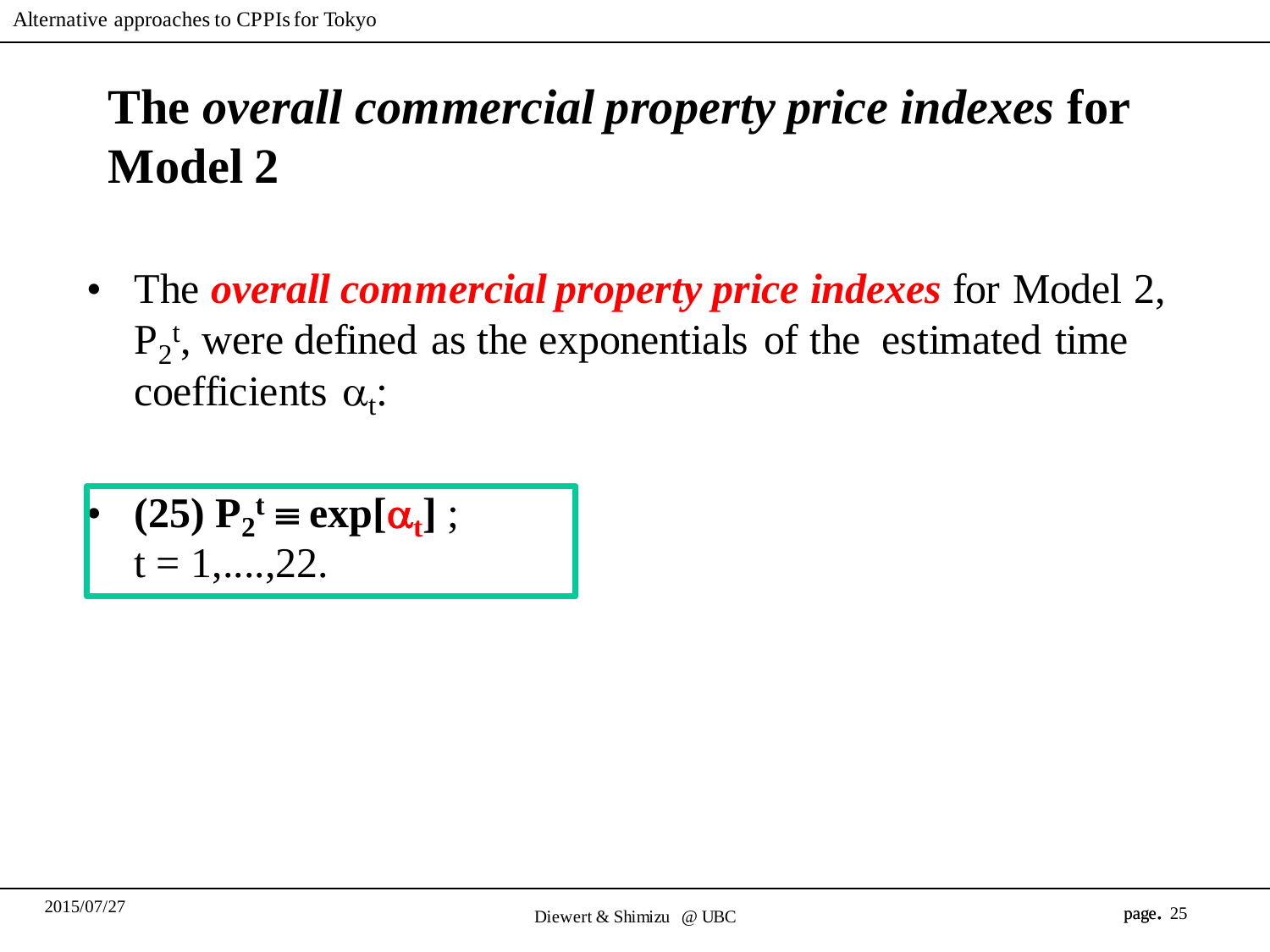# The *overall commercial property price indexes* for Model 2

- The ***overall commercial property price indexes*** for Model 2, $P_2^t$, were defined as the exponentials of the estimated time coefficients $\alpha_t$:

- **(25)** $P_2^t \equiv \exp[\alpha_t]$ ; $t = 1,....,22$.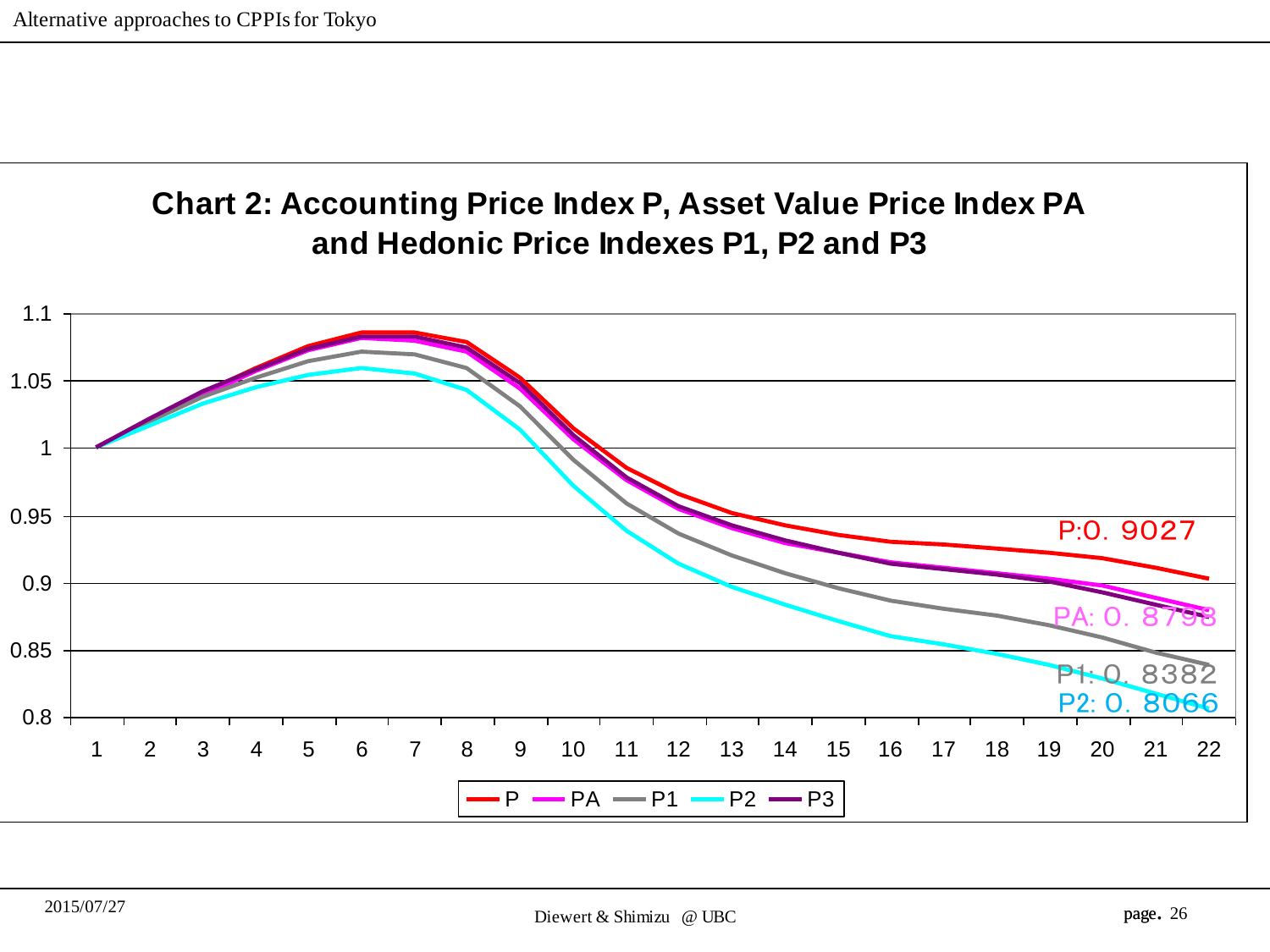## Chart 2: Accounting Price Index P, Asset Value Price Index PA and Hedonic Price Indexes P1, P2 and P3

P:0. 9027

PA: 0. 8798

P1: 0. 8382

P2: 0. 8066

Legend: P, PA, P1, P2, P3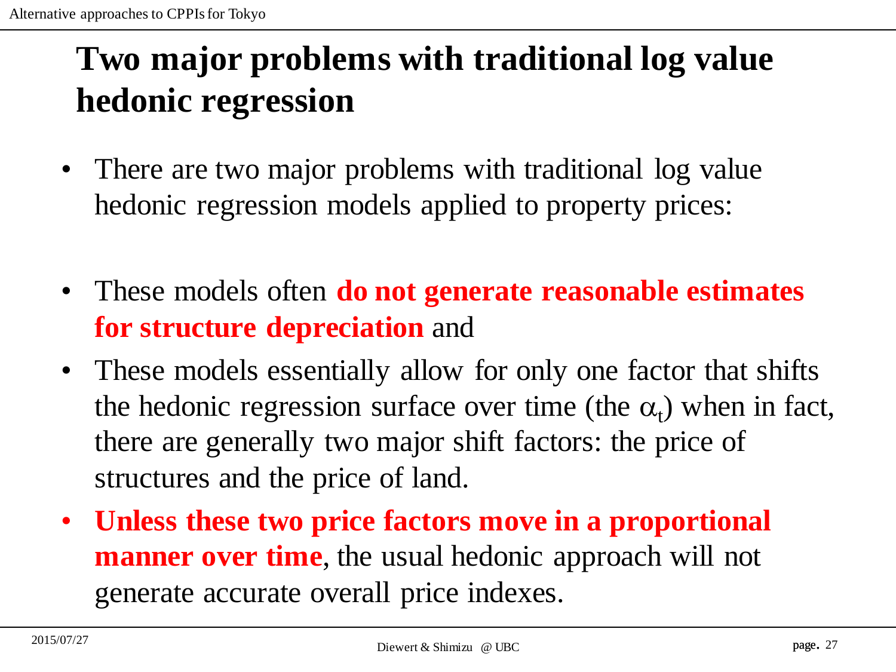# Two major problems with traditional log value hedonic regression

- There are two major problems with traditional log value hedonic regression models applied to property prices:

- These models often **do not generate reasonable estimates for structure depreciation** and
- These models essentially allow for only one factor that shifts the hedonic regression surface over time (the $\alpha_t$) when in fact, there are generally two major shift factors: the price of structures and the price of land.
- **Unless these two price factors move in a proportional manner over time**, the usual hedonic approach will not generate accurate overall price indexes.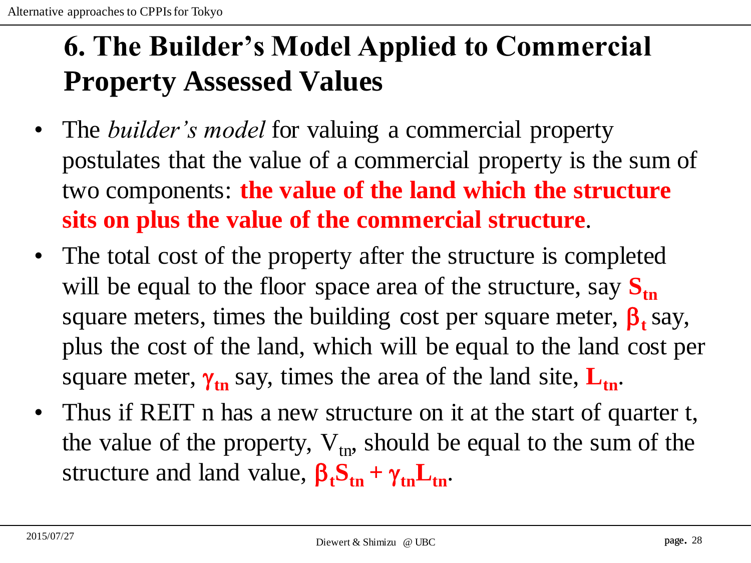# 6. The Builder's Model Applied to Commercial Property Assessed Values

- The *builder's model* for valuing a commercial property postulates that the value of a commercial property is the sum of two components: **the value of the land which the structure sits on plus the value of the commercial structure**.
- The total cost of the property after the structure is completed will be equal to the floor space area of the structure, say $\mathbf{S_{tn}}$ square meters, times the building cost per square meter, $\boldsymbol{\beta_t}$ say, plus the cost of the land, which will be equal to the land cost per square meter, $\boldsymbol{\gamma_{tn}}$ say, times the area of the land site, $\mathbf{L_{tn}}$.
- Thus if REIT n has a new structure on it at the start of quarter t, the value of the property, $V_{tn}$, should be equal to the sum of the structure and land value, $\boldsymbol{\beta_t S_{tn} + \gamma_{tn} L_{tn}}$.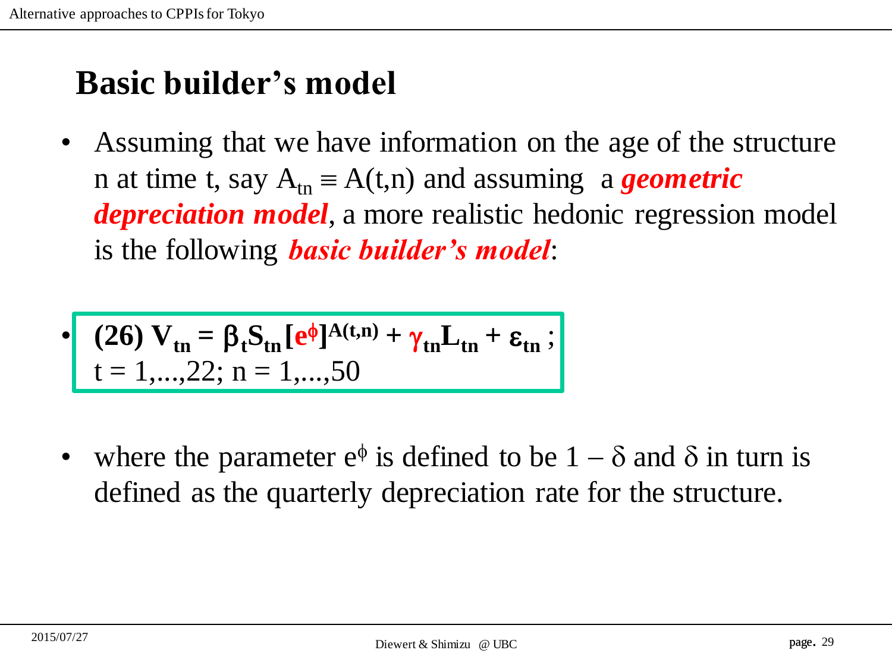# Basic builder's model

- Assuming that we have information on the age of the structure n at time t, say $A_{tn} \equiv A(t,n)$ and assuming a ***geometric depreciation model***, a more realistic hedonic regression model is the following ***basic builder's model***:

- **(26)** $V_{tn} = \beta_t S_{tn} [e^{\phi}]^{A(t,n)} + \gamma_{tn} L_{tn} + \varepsilon_{tn}$ ;
  $t = 1,...,22; n = 1,...,50$

- where the parameter $e^{\phi}$ is defined to be $1 - \delta$ and $\delta$ in turn is defined as the quarterly depreciation rate for the structure.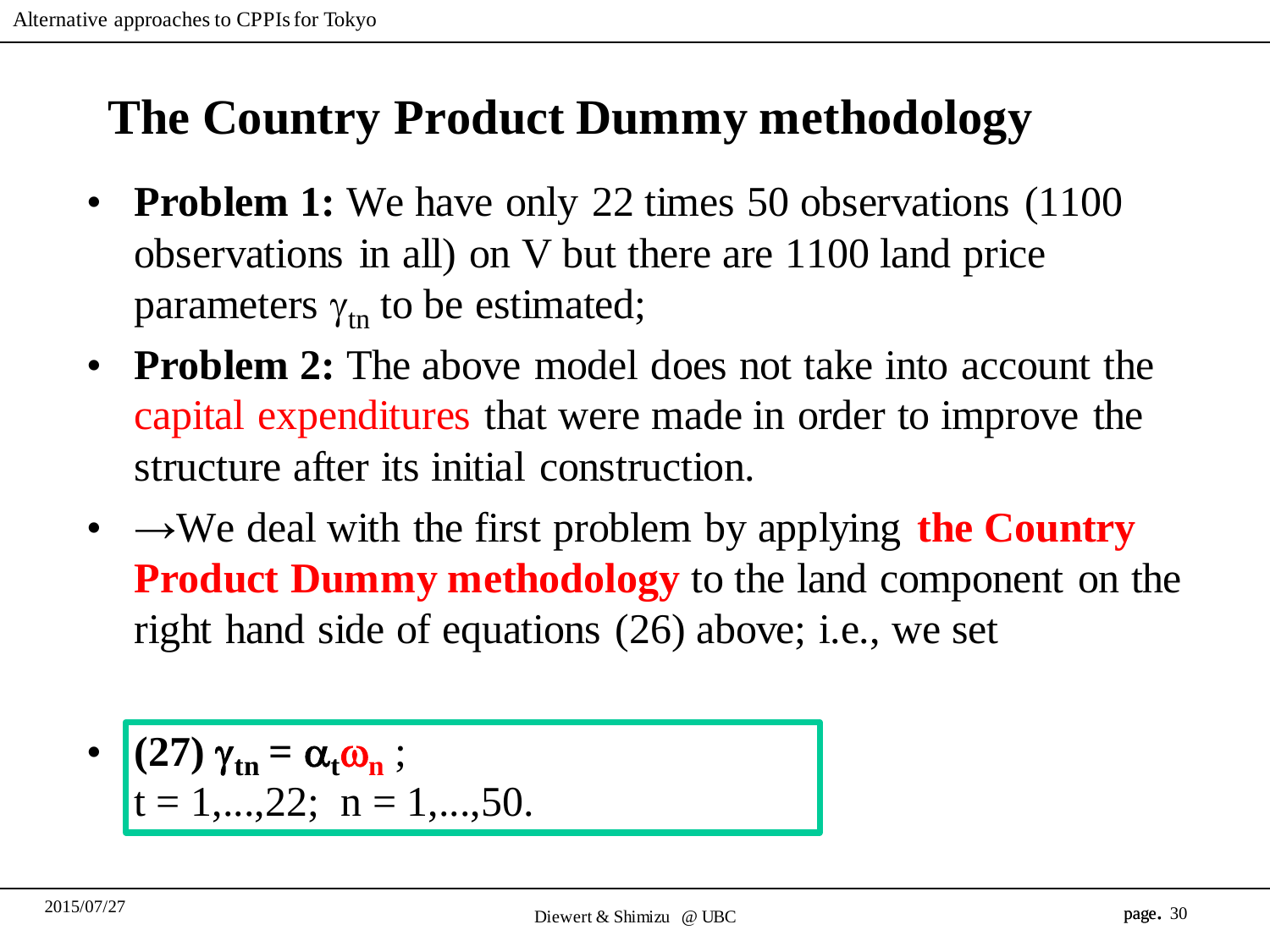# The Country Product Dummy methodology

- **Problem 1:** We have only 22 times 50 observations (1100 observations in all) on V but there are 1100 land price parameters $\gamma_{tn}$ to be estimated;
- **Problem 2:** The above model does not take into account the capital expenditures that were made in order to improve the structure after its initial construction.
- →We deal with the first problem by applying **the Country Product Dummy methodology** to the land component on the right hand side of equations (26) above; i.e., we set

- **(27)** $\boldsymbol{\gamma_{tn} = \alpha_t \omega_n}$ ;
  $t = 1,...,22;\ \ n = 1,...,50.$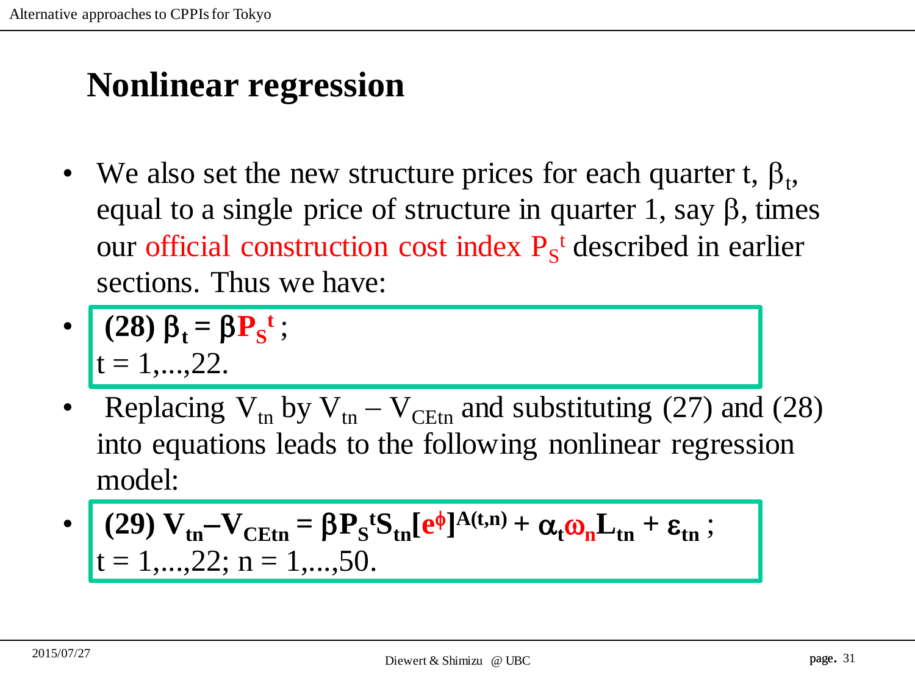# Nonlinear regression

- We also set the new structure prices for each quarter t, $\beta_t$, equal to a single price of structure in quarter 1, say $\beta$, times our official construction cost index $P_S^{\,t}$ described in earlier sections. Thus we have:

- **(28)** $\boldsymbol{\beta_t = \beta P_S^{\,t}}$ ;
  $t = 1,...,22.$

- Replacing $V_{tn}$ by $V_{tn} - V_{CEtn}$ and substituting (27) and (28) into equations leads to the following nonlinear regression model:

- **(29)** $\boldsymbol{V_{tn} - V_{CEtn} = \beta P_S^{\,t} S_{tn} [e^{\phi}]^{A(t,n)} + \alpha_t \omega_n L_{tn} + \varepsilon_{tn}}$ ;
  $t = 1,...,22;\ n = 1,...,50.$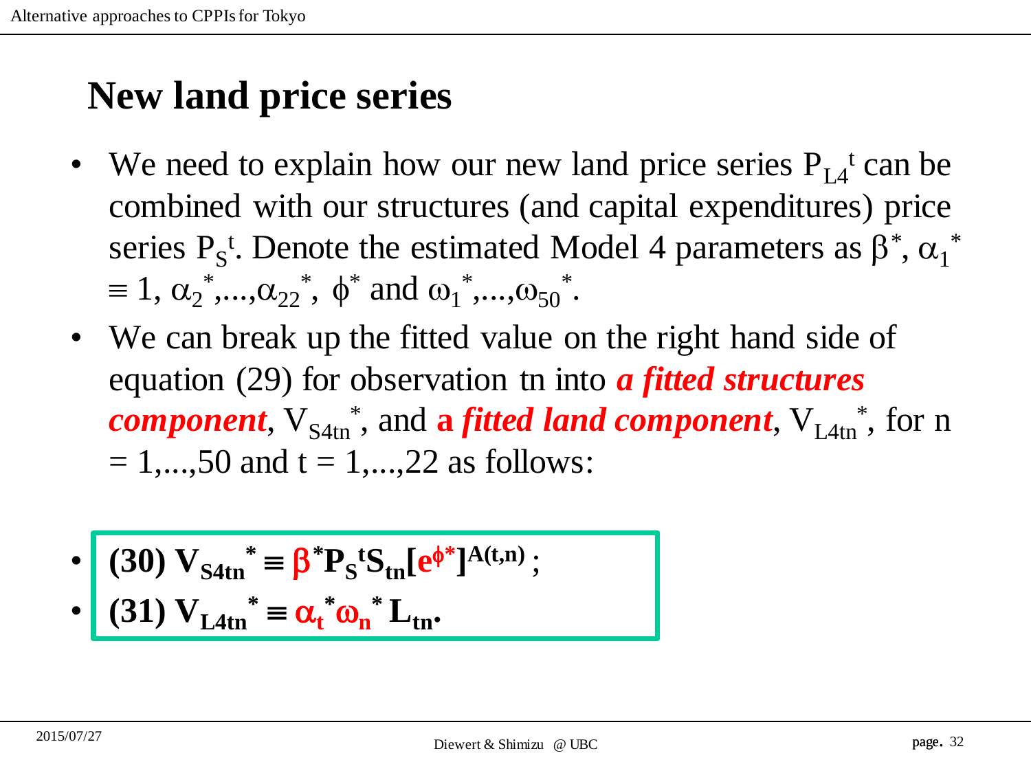# New land price series

- We need to explain how our new land price series $P_{L4}^t$ can be combined with our structures (and capital expenditures) price series $P_S^t$. Denote the estimated Model 4 parameters as $\beta^*$, $\alpha_1^* \equiv 1$, $\alpha_2^*,...,\alpha_{22}^*$, $\phi^*$ and $\omega_1^*,...,\omega_{50}^*$.
- We can break up the fitted value on the right hand side of equation (29) for observation tn into ***a fitted structures component***, $V_{S4tn}^*$, and **a *fitted land component***, $V_{L4tn}^*$, for n = 1,...,50 and t = 1,...,22 as follows:

- $$\textbf{(30)}\ V_{S4tn}^* \equiv \beta^* P_S^t S_{tn} [e^{\phi^*}]^{A(t,n)}\ ;$$
- $$\textbf{(31)}\ V_{L4tn}^* \equiv \alpha_t^* \omega_n^* L_{tn}.$$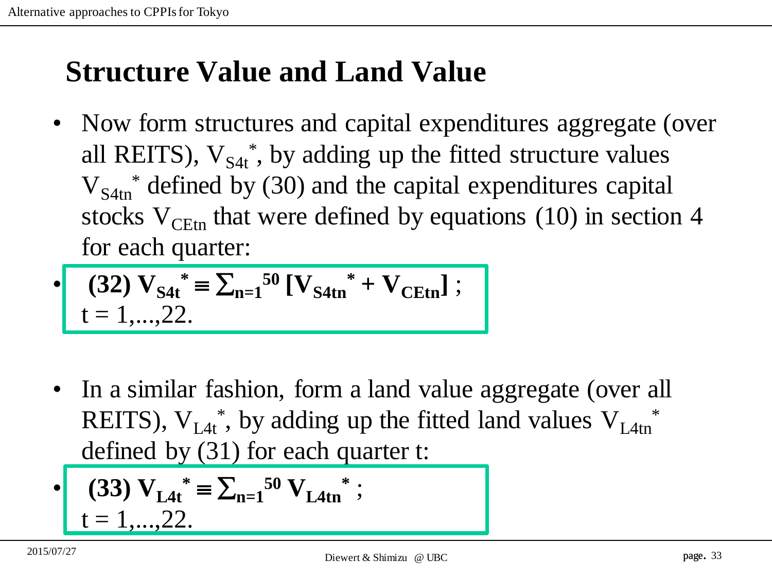## Structure Value and Land Value

- Now form structures and capital expenditures aggregate (over all REITS), $V_{S4t}^*$, by adding up the fitted structure values $V_{S4tn}^*$ defined by (30) and the capital expenditures capital stocks $V_{CEtn}$ that were defined by equations (10) in section 4 for each quarter:
- **(32)** $\mathbf{V_{S4t}^* \equiv \sum_{n=1}^{50} [V_{S4tn}^* + V_{CEtn}]}$ ; $t = 1,\ldots,22$.
- In a similar fashion, form a land value aggregate (over all REITS), $V_{L4t}^*$, by adding up the fitted land values $V_{L4tn}^*$ defined by (31) for each quarter t:
- **(33)** $\mathbf{V_{L4t}^* \equiv \sum_{n=1}^{50} V_{L4tn}^*}$ ; $t = 1,\ldots,22$.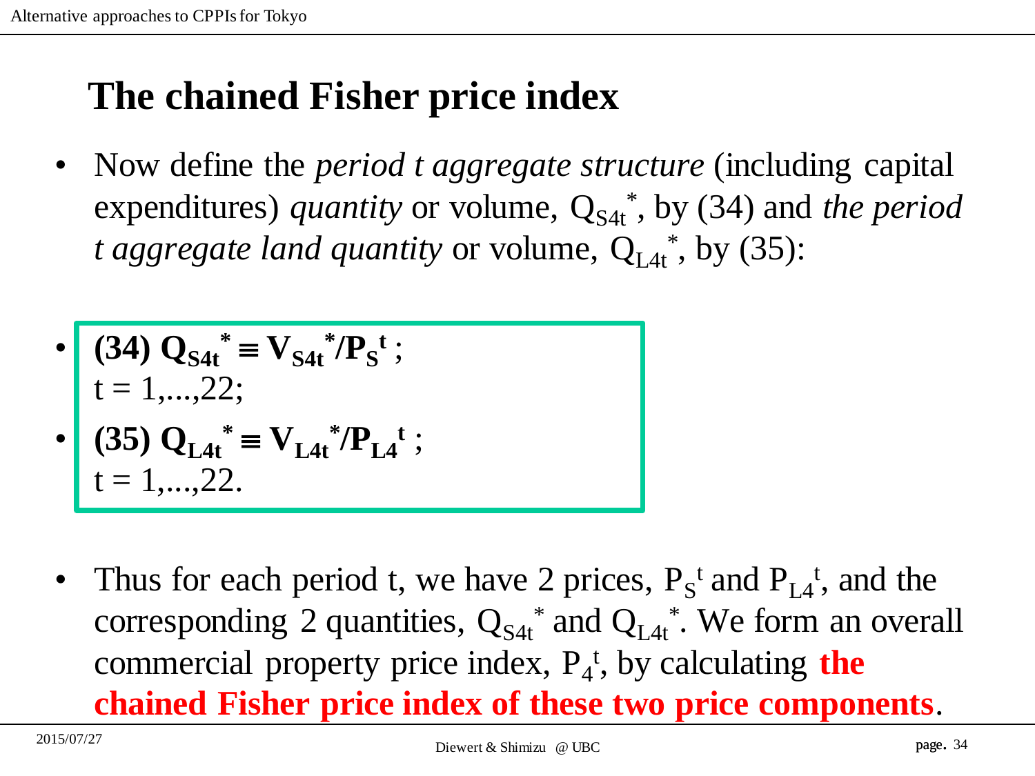# The chained Fisher price index

- Now define the *period t aggregate structure* (including capital expenditures) *quantity* or volume, $Q_{S4t}^{*}$, by (34) and *the period t aggregate land quantity* or volume, $Q_{L4t}^{*}$, by (35):

- **(34)** $\mathbf{Q_{S4t}^{*} \equiv V_{S4t}^{*}/P_{S}^{t}}$ ;
  $t = 1,...,22$;
- **(35)** $\mathbf{Q_{L4t}^{*} \equiv V_{L4t}^{*}/P_{L4}^{t}}$ ;
  $t = 1,...,22$.

- Thus for each period t, we have 2 prices, $P_{S}^{t}$ and $P_{L4}^{t}$, and the corresponding 2 quantities, $Q_{S4t}^{*}$ and $Q_{L4t}^{*}$. We form an overall commercial property price index, $P_{4}^{t}$, by calculating **the chained Fisher price index of these two price components**.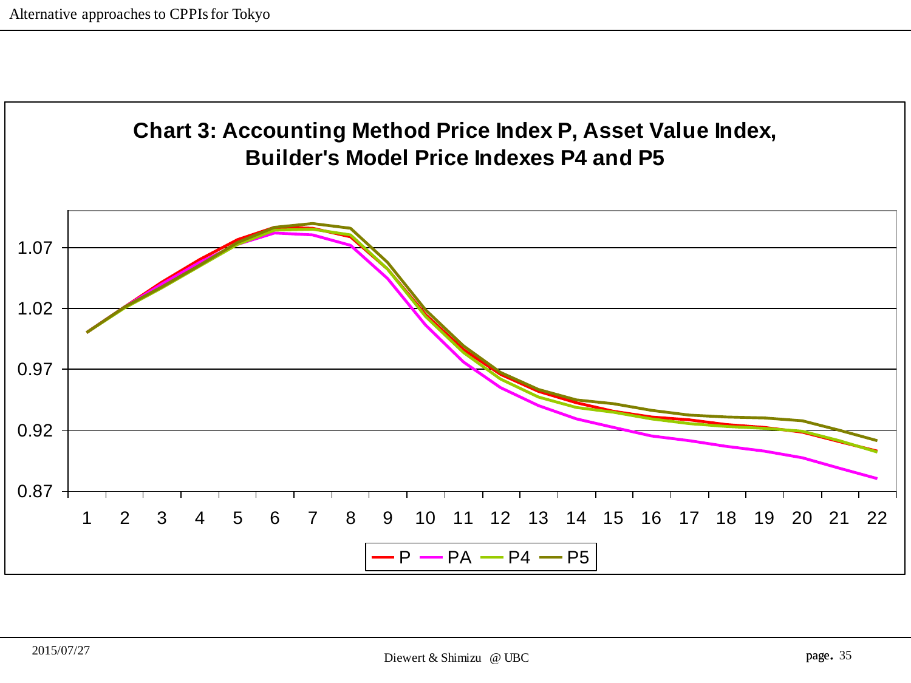**Chart 3: Accounting Method Price Index P, Asset Value Index, Builder's Model Price Indexes P4 and P5**

Legend: P, PA, P4, P5

Y-axis: 0.87, 0.92, 0.97, 1.02, 1.07

X-axis: 1, 2, 3, 4, 5, 6, 7, 8, 9, 10, 11, 12, 13, 14, 15, 16, 17, 18, 19, 20, 21, 22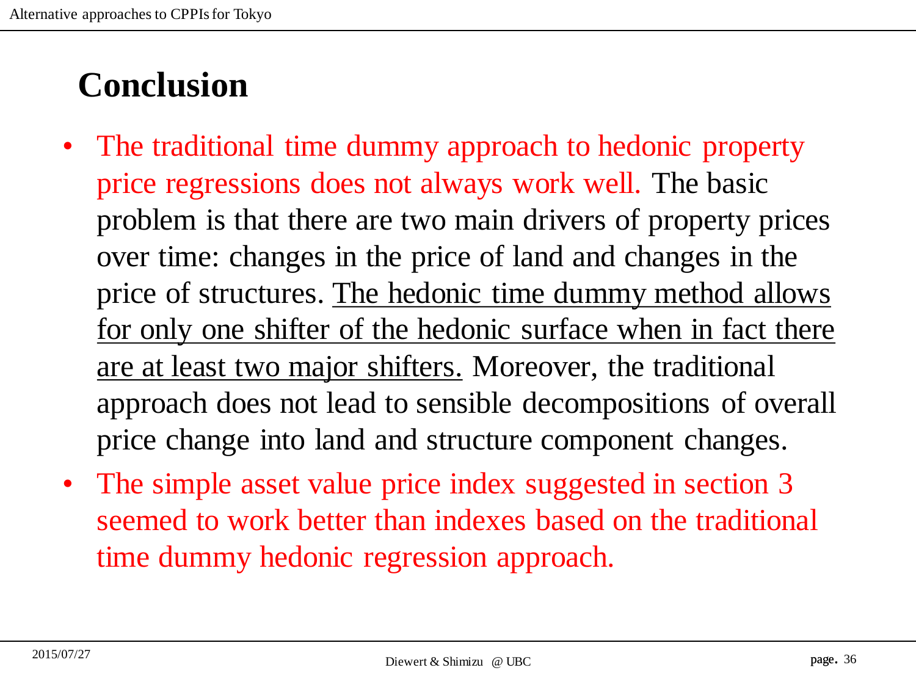# Conclusion

- The traditional time dummy approach to hedonic property price regressions does not always work well. The basic problem is that there are two main drivers of property prices over time: changes in the price of land and changes in the price of structures. The hedonic time dummy method allows for only one shifter of the hedonic surface when in fact there are at least two major shifters. Moreover, the traditional approach does not lead to sensible decompositions of overall price change into land and structure component changes.
- The simple asset value price index suggested in section 3 seemed to work better than indexes based on the traditional time dummy hedonic regression approach.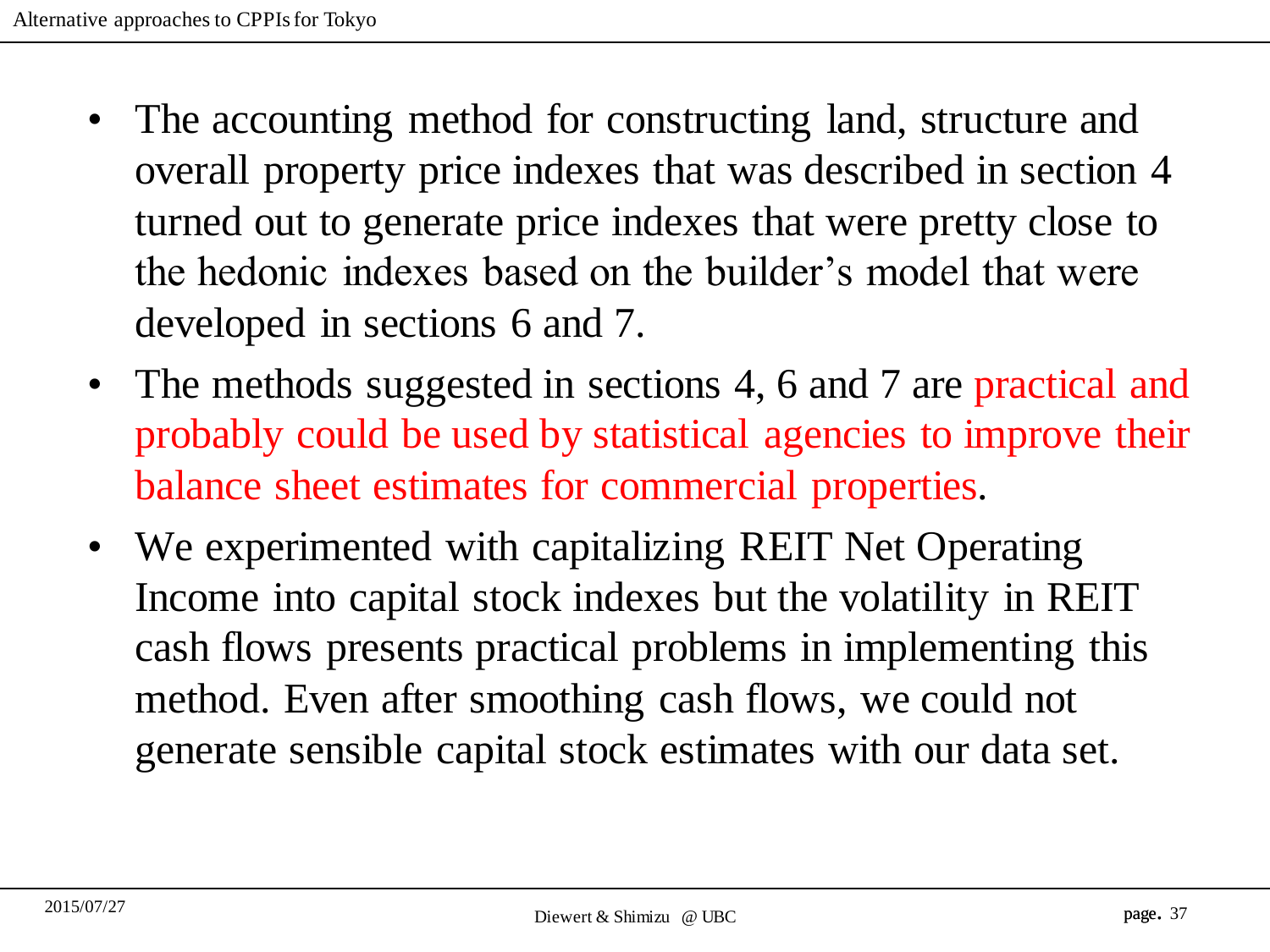- The accounting method for constructing land, structure and overall property price indexes that was described in section 4 turned out to generate price indexes that were pretty close to the hedonic indexes based on the builder's model that were developed in sections 6 and 7.
- The methods suggested in sections 4, 6 and 7 are practical and probably could be used by statistical agencies to improve their balance sheet estimates for commercial properties.
- We experimented with capitalizing REIT Net Operating Income into capital stock indexes but the volatility in REIT cash flows presents practical problems in implementing this method. Even after smoothing cash flows, we could not generate sensible capital stock estimates with our data set.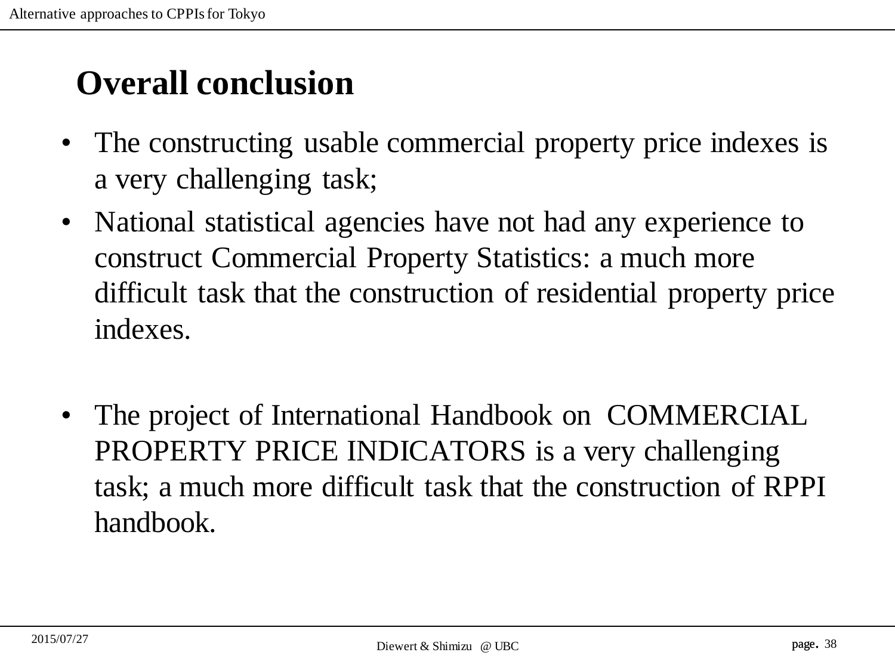# Overall conclusion

- The constructing usable commercial property price indexes is a very challenging task;
- National statistical agencies have not had any experience to construct Commercial Property Statistics: a much more difficult task that the construction of residential property price indexes.

- The project of International Handbook on COMMERCIAL PROPERTY PRICE INDICATORS is a very challenging task; a much more difficult task that the construction of RPPI handbook.